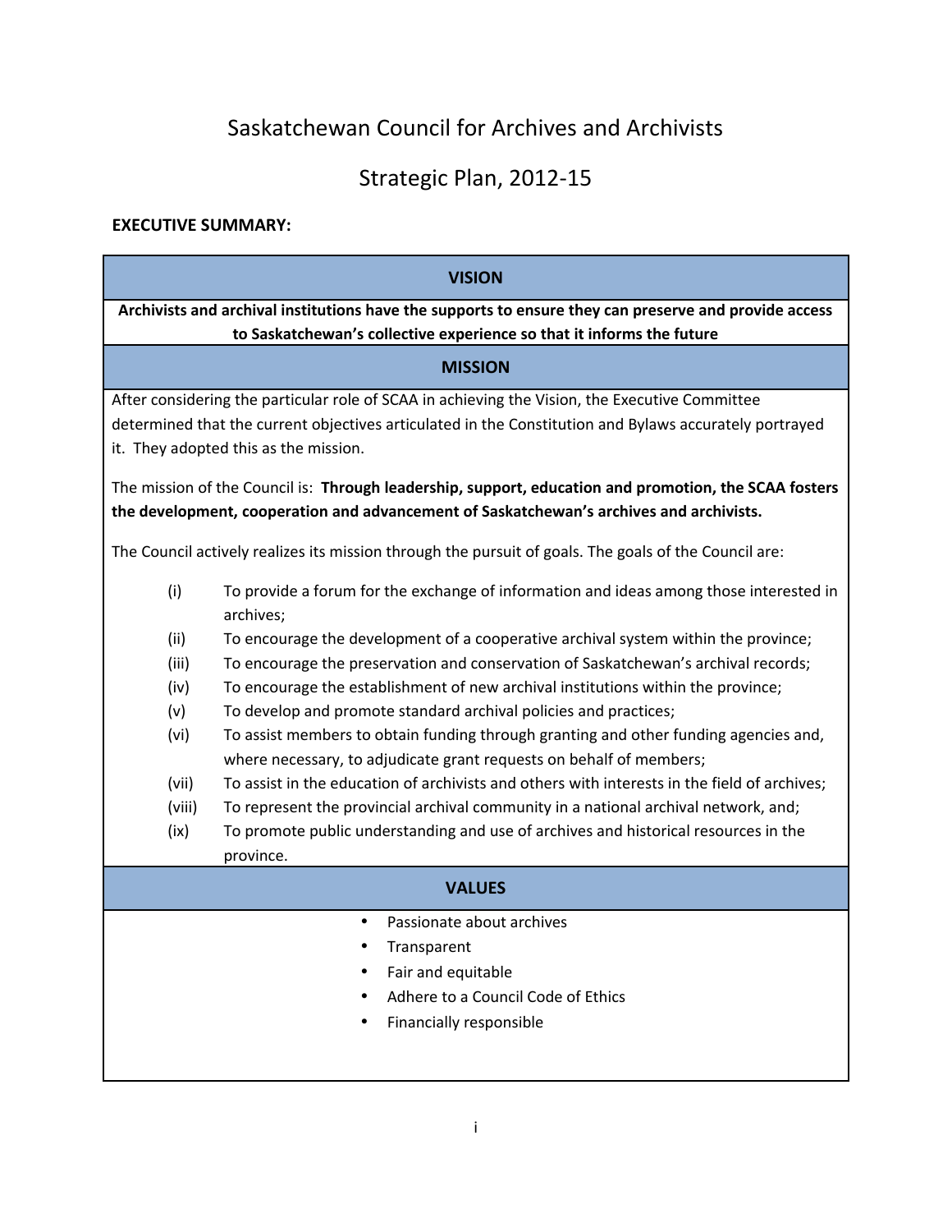# Saskatchewan Council for Archives and Archivists

## Strategic Plan, 2012-15

**EXECUTIVE SUMMARY:**

### VISION

**Archivists and archival institutions have the supports to ensure they can preserve and provide access to Saskatchewan's collective experience so that it informs the future**

### MISSION

After considering the particular role of SCAA in achieving the Vision, the Executive Committee determined that the current objectives articulated in the Constitution and Bylaws accurately portrayed it. They adopted this as the mission.

The mission of the Council is: **Through leadership, support, education and promotion, the SCAA fosters the development, cooperation and advancement of Saskatchewan's archives and archivists.**

The Council actively realizes its mission through the pursuit of goals. The goals of the Council are:

- (i) To provide a forum for the exchange of information and ideas among those interested in archives;
- (ii) To encourage the development of a cooperative archival system within the province;
- (iii) To encourage the preservation and conservation of Saskatchewan's archival records;
- (iv) To encourage the establishment of new archival institutions within the province;
- (v) To develop and promote standard archival policies and practices;
- (vi) To assist members to obtain funding through granting and other funding agencies and, where necessary, to adjudicate grant requests on behalf of members;
- (vii) To assist in the education of archivists and others with interests in the field of archives;
- (viii) To represent the provincial archival community in a national archival network, and;
- (ix) To promote public understanding and use of archives and historical resources in the province.

### VALUES

- Passionate about archives
- Transparent
- Fair and equitable
- Adhere to a Council Code of Ethics
- Financially responsible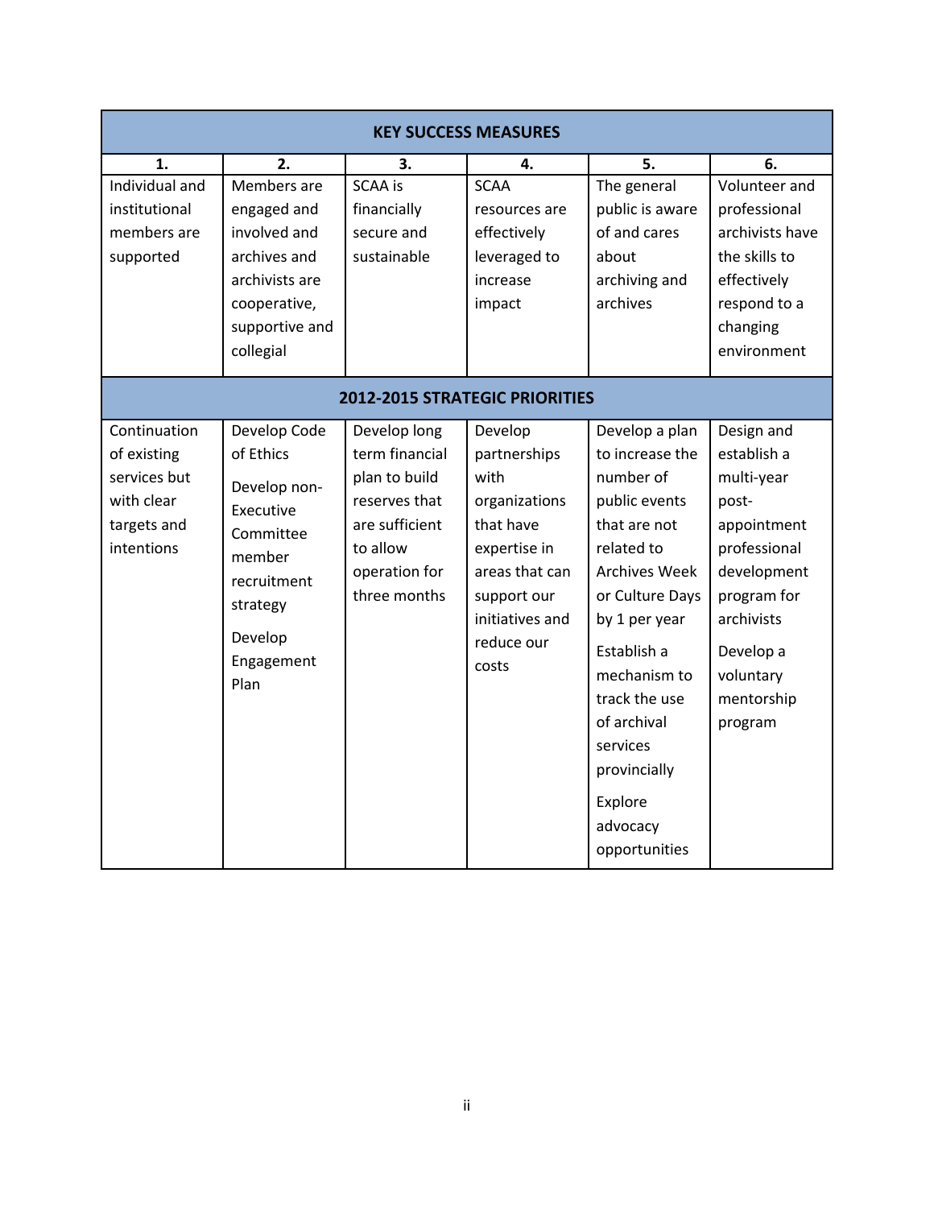| KEY SUCCESS MEASURES | | | | | |
|---|---|---|---|---|---|
| **1.** | **2.** | **3.** | **4.** | **5.** | **6.** |
| Individual and institutional members are supported | Members are engaged and involved and archives and archivists are cooperative, supportive and collegial | SCAA is financially secure and sustainable | SCAA resources are effectively leveraged to increase impact | The general public is aware of and cares about archiving and archives | Volunteer and professional archivists have the skills to effectively respond to a changing environment |
| **2012-2015 STRATEGIC PRIORITIES** | | | | | |
| Continuation of existing services but with clear targets and intentions | Develop Code of Ethics<br><br>Develop non-Executive Committee member recruitment strategy<br><br>Develop Engagement Plan | Develop long term financial plan to build reserves that are sufficient to allow operation for three months | Develop partnerships with organizations that have expertise in areas that can support our initiatives and reduce our costs | Develop a plan to increase the number of public events that are not related to Archives Week or Culture Days by 1 per year<br><br>Establish a mechanism to track the use of archival services provincially<br><br>Explore advocacy opportunities | Design and establish a multi-year post-appointment professional development program for archivists<br><br>Develop a voluntary mentorship program |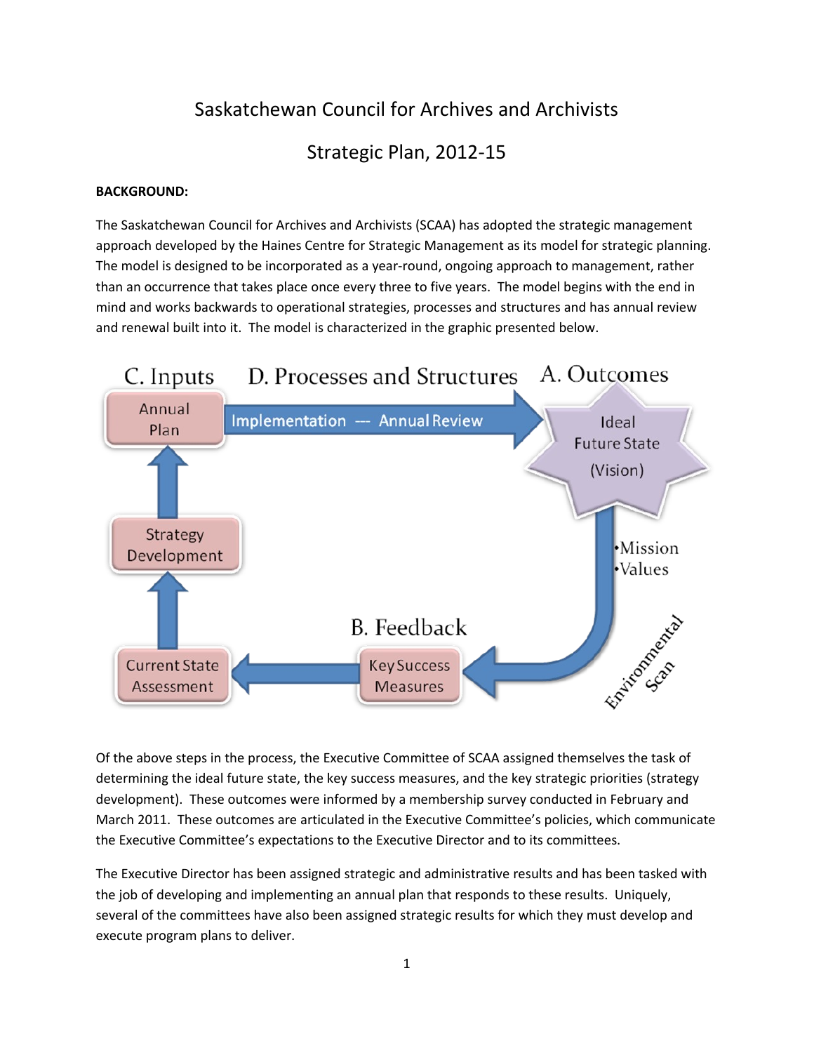# Saskatchewan Council for Archives and Archivists

## Strategic Plan, 2012-15

**BACKGROUND:**

The Saskatchewan Council for Archives and Archivists (SCAA) has adopted the strategic management approach developed by the Haines Centre for Strategic Management as its model for strategic planning. The model is designed to be incorporated as a year-round, ongoing approach to management, rather than an occurrence that takes place once every three to five years. The model begins with the end in mind and works backwards to operational strategies, processes and structures and has annual review and renewal built into it. The model is characterized in the graphic presented below.

C. Inputs — D. Processes and Structures — A. Outcomes

Annual Plan → Implementation — Annual Review → Ideal Future State (Vision)

•Mission
•Values

Environmental Scan

B. Feedback

Key Success Measures → Current State Assessment → Strategy Development → Annual Plan

Of the above steps in the process, the Executive Committee of SCAA assigned themselves the task of determining the ideal future state, the key success measures, and the key strategic priorities (strategy development). These outcomes were informed by a membership survey conducted in February and March 2011. These outcomes are articulated in the Executive Committee's policies, which communicate the Executive Committee's expectations to the Executive Director and to its committees.

The Executive Director has been assigned strategic and administrative results and has been tasked with the job of developing and implementing an annual plan that responds to these results. Uniquely, several of the committees have also been assigned strategic results for which they must develop and execute program plans to deliver.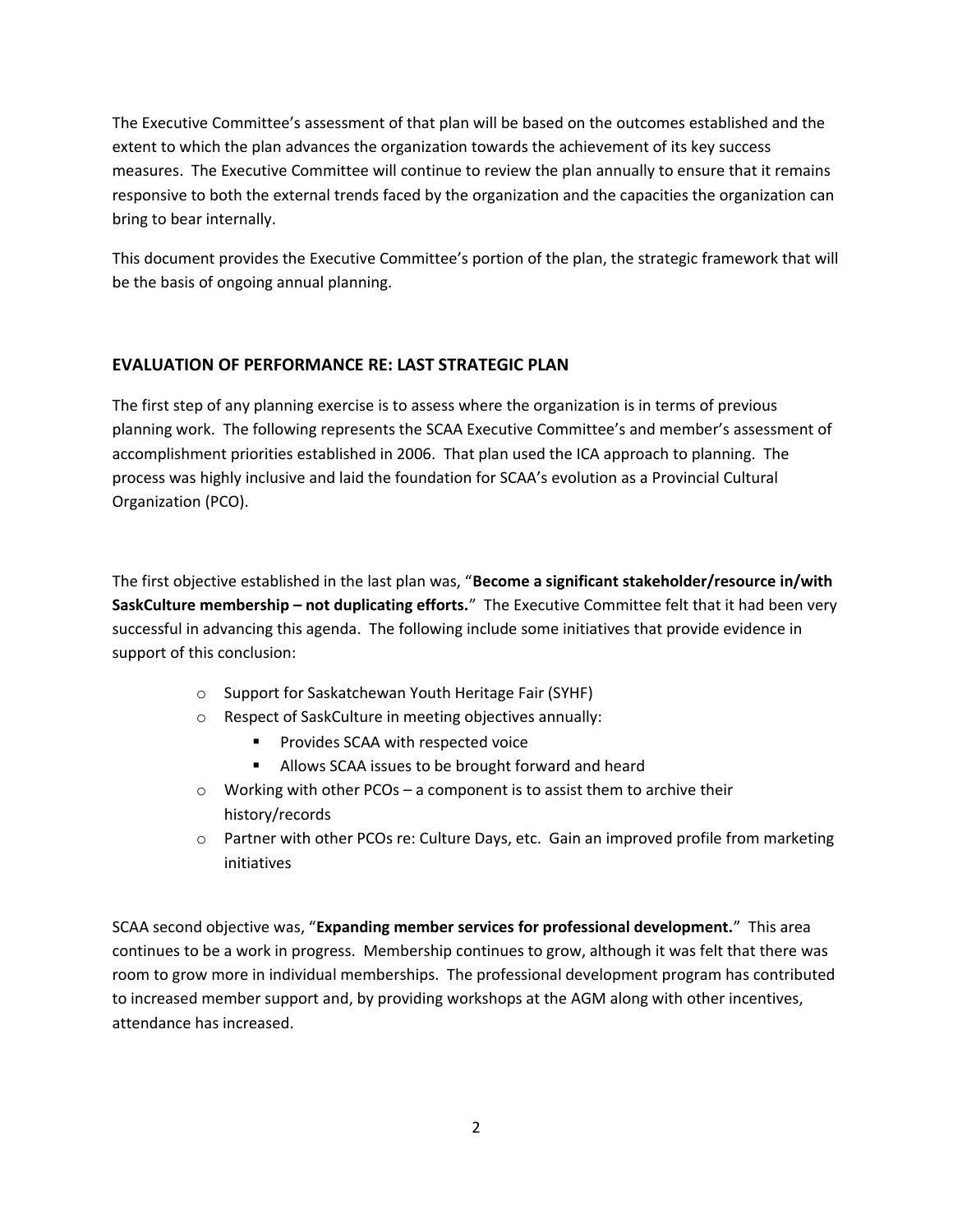The Executive Committee's assessment of that plan will be based on the outcomes established and the extent to which the plan advances the organization towards the achievement of its key success measures. The Executive Committee will continue to review the plan annually to ensure that it remains responsive to both the external trends faced by the organization and the capacities the organization can bring to bear internally.

This document provides the Executive Committee's portion of the plan, the strategic framework that will be the basis of ongoing annual planning.

## EVALUATION OF PERFORMANCE RE: LAST STRATEGIC PLAN

The first step of any planning exercise is to assess where the organization is in terms of previous planning work. The following represents the SCAA Executive Committee's and member's assessment of accomplishment priorities established in 2006. That plan used the ICA approach to planning. The process was highly inclusive and laid the foundation for SCAA's evolution as a Provincial Cultural Organization (PCO).

The first objective established in the last plan was, "**Become a significant stakeholder/resource in/with SaskCulture membership – not duplicating efforts.**" The Executive Committee felt that it had been very successful in advancing this agenda. The following include some initiatives that provide evidence in support of this conclusion:

- Support for Saskatchewan Youth Heritage Fair (SYHF)
- Respect of SaskCulture in meeting objectives annually:
    - Provides SCAA with respected voice
    - Allows SCAA issues to be brought forward and heard
- Working with other PCOs – a component is to assist them to archive their history/records
- Partner with other PCOs re: Culture Days, etc. Gain an improved profile from marketing initiatives

SCAA second objective was, "**Expanding member services for professional development.**" This area continues to be a work in progress. Membership continues to grow, although it was felt that there was room to grow more in individual memberships. The professional development program has contributed to increased member support and, by providing workshops at the AGM along with other incentives, attendance has increased.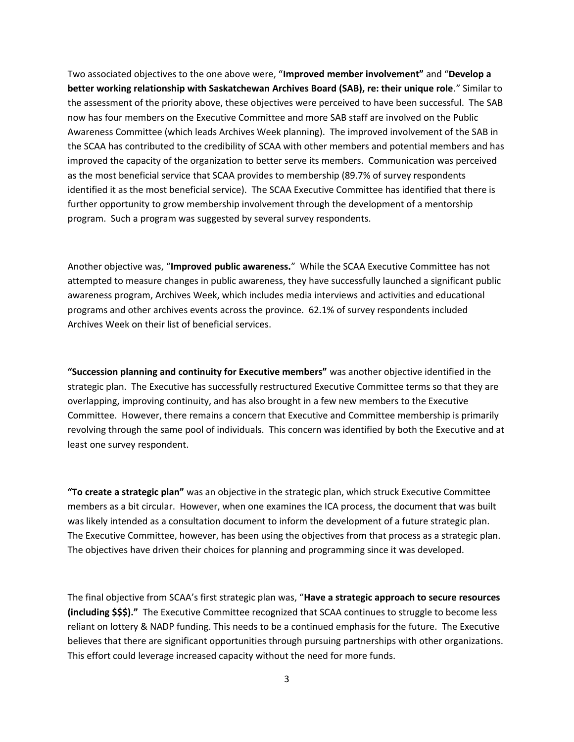Two associated objectives to the one above were, "**Improved member involvement"** and "**Develop a better working relationship with Saskatchewan Archives Board (SAB), re: their unique role**." Similar to the assessment of the priority above, these objectives were perceived to have been successful. The SAB now has four members on the Executive Committee and more SAB staff are involved on the Public Awareness Committee (which leads Archives Week planning). The improved involvement of the SAB in the SCAA has contributed to the credibility of SCAA with other members and potential members and has improved the capacity of the organization to better serve its members. Communication was perceived as the most beneficial service that SCAA provides to membership (89.7% of survey respondents identified it as the most beneficial service). The SCAA Executive Committee has identified that there is further opportunity to grow membership involvement through the development of a mentorship program. Such a program was suggested by several survey respondents.

Another objective was, "**Improved public awareness.**" While the SCAA Executive Committee has not attempted to measure changes in public awareness, they have successfully launched a significant public awareness program, Archives Week, which includes media interviews and activities and educational programs and other archives events across the province. 62.1% of survey respondents included Archives Week on their list of beneficial services.

**"Succession planning and continuity for Executive members"** was another objective identified in the strategic plan. The Executive has successfully restructured Executive Committee terms so that they are overlapping, improving continuity, and has also brought in a few new members to the Executive Committee. However, there remains a concern that Executive and Committee membership is primarily revolving through the same pool of individuals. This concern was identified by both the Executive and at least one survey respondent.

**"To create a strategic plan"** was an objective in the strategic plan, which struck Executive Committee members as a bit circular. However, when one examines the ICA process, the document that was built was likely intended as a consultation document to inform the development of a future strategic plan. The Executive Committee, however, has been using the objectives from that process as a strategic plan. The objectives have driven their choices for planning and programming since it was developed.

The final objective from SCAA's first strategic plan was, "**Have a strategic approach to secure resources (including $$$)."** The Executive Committee recognized that SCAA continues to struggle to become less reliant on lottery & NADP funding. This needs to be a continued emphasis for the future. The Executive believes that there are significant opportunities through pursuing partnerships with other organizations. This effort could leverage increased capacity without the need for more funds.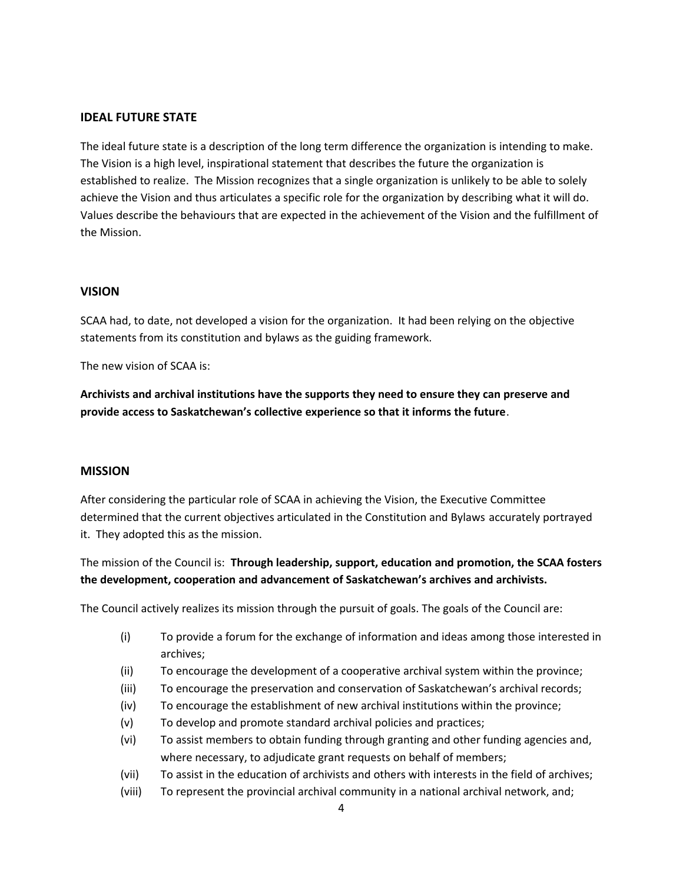## IDEAL FUTURE STATE

The ideal future state is a description of the long term difference the organization is intending to make. The Vision is a high level, inspirational statement that describes the future the organization is established to realize. The Mission recognizes that a single organization is unlikely to be able to solely achieve the Vision and thus articulates a specific role for the organization by describing what it will do. Values describe the behaviours that are expected in the achievement of the Vision and the fulfillment of the Mission.

## VISION

SCAA had, to date, not developed a vision for the organization. It had been relying on the objective statements from its constitution and bylaws as the guiding framework.

The new vision of SCAA is:

**Archivists and archival institutions have the supports they need to ensure they can preserve and provide access to Saskatchewan's collective experience so that it informs the future**.

## MISSION

After considering the particular role of SCAA in achieving the Vision, the Executive Committee determined that the current objectives articulated in the Constitution and Bylaws accurately portrayed it. They adopted this as the mission.

The mission of the Council is: **Through leadership, support, education and promotion, the SCAA fosters the development, cooperation and advancement of Saskatchewan's archives and archivists.**

The Council actively realizes its mission through the pursuit of goals. The goals of the Council are:

(i) To provide a forum for the exchange of information and ideas among those interested in archives;

(ii) To encourage the development of a cooperative archival system within the province;

(iii) To encourage the preservation and conservation of Saskatchewan's archival records;

(iv) To encourage the establishment of new archival institutions within the province;

(v) To develop and promote standard archival policies and practices;

(vi) To assist members to obtain funding through granting and other funding agencies and, where necessary, to adjudicate grant requests on behalf of members;

(vii) To assist in the education of archivists and others with interests in the field of archives;

(viii) To represent the provincial archival community in a national archival network, and;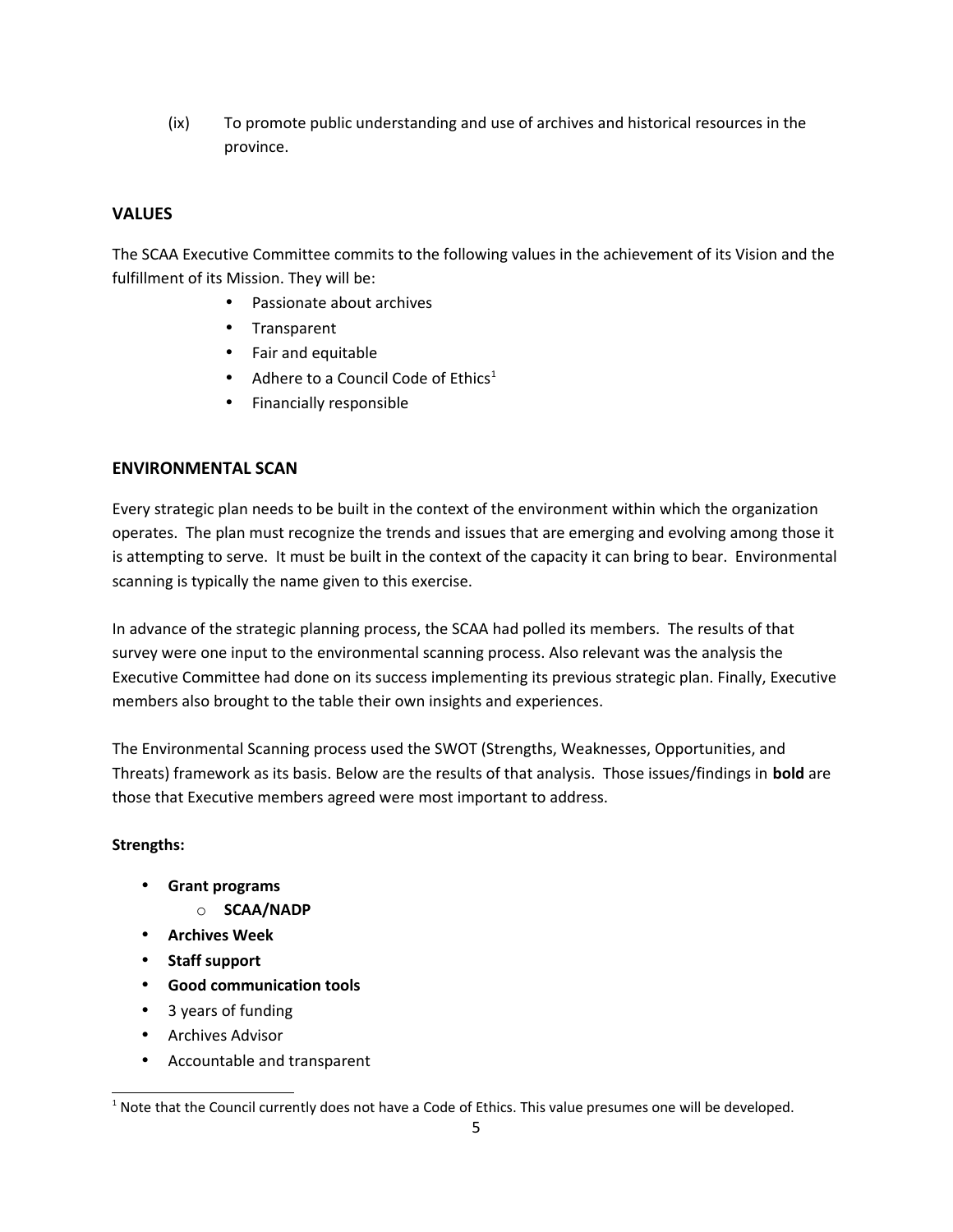(ix) To promote public understanding and use of archives and historical resources in the province.

## VALUES

The SCAA Executive Committee commits to the following values in the achievement of its Vision and the fulfillment of its Mission. They will be:

- Passionate about archives
- Transparent
- Fair and equitable
- Adhere to a Council Code of Ethics[1]
- Financially responsible

## ENVIRONMENTAL SCAN

Every strategic plan needs to be built in the context of the environment within which the organization operates. The plan must recognize the trends and issues that are emerging and evolving among those it is attempting to serve. It must be built in the context of the capacity it can bring to bear. Environmental scanning is typically the name given to this exercise.

In advance of the strategic planning process, the SCAA had polled its members. The results of that survey were one input to the environmental scanning process. Also relevant was the analysis the Executive Committee had done on its success implementing its previous strategic plan. Finally, Executive members also brought to the table their own insights and experiences.

The Environmental Scanning process used the SWOT (Strengths, Weaknesses, Opportunities, and Threats) framework as its basis. Below are the results of that analysis. Those issues/findings in **bold** are those that Executive members agreed were most important to address.

**Strengths:**

- **Grant programs**
  - **SCAA/NADP**
- **Archives Week**
- **Staff support**
- **Good communication tools**
- 3 years of funding
- Archives Advisor
- Accountable and transparent

[1] Note that the Council currently does not have a Code of Ethics. This value presumes one will be developed.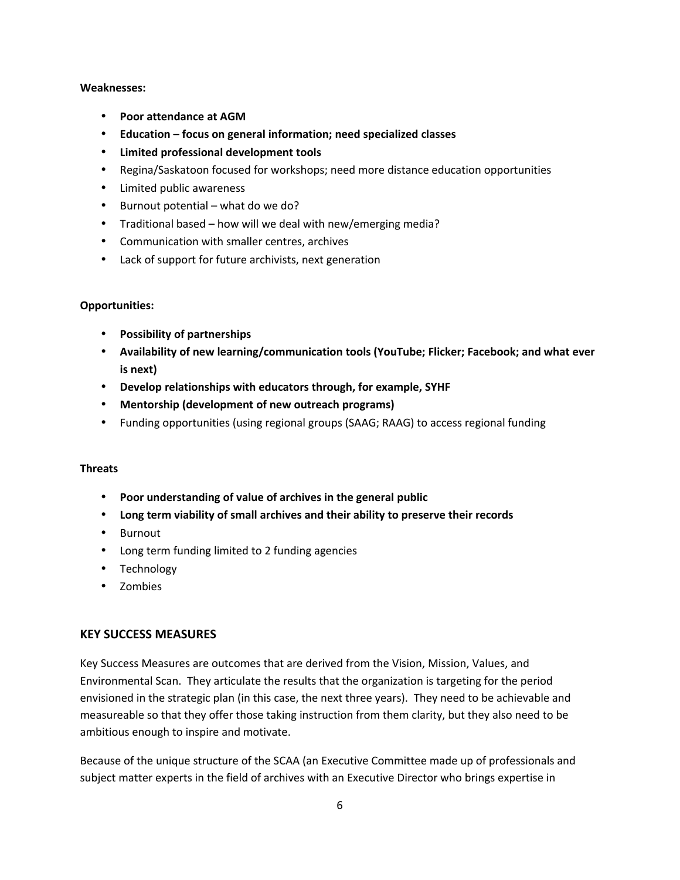**Weaknesses:**

- **Poor attendance at AGM**
- **Education – focus on general information; need specialized classes**
- **Limited professional development tools**
- Regina/Saskatoon focused for workshops; need more distance education opportunities
- Limited public awareness
- Burnout potential – what do we do?
- Traditional based – how will we deal with new/emerging media?
- Communication with smaller centres, archives
- Lack of support for future archivists, next generation

**Opportunities:**

- **Possibility of partnerships**
- **Availability of new learning/communication tools (YouTube; Flicker; Facebook; and what ever is next)**
- **Develop relationships with educators through, for example, SYHF**
- **Mentorship (development of new outreach programs)**
- Funding opportunities (using regional groups (SAAG; RAAG) to access regional funding

**Threats**

- **Poor understanding of value of archives in the general public**
- **Long term viability of small archives and their ability to preserve their records**
- Burnout
- Long term funding limited to 2 funding agencies
- Technology
- Zombies

## KEY SUCCESS MEASURES

Key Success Measures are outcomes that are derived from the Vision, Mission, Values, and Environmental Scan. They articulate the results that the organization is targeting for the period envisioned in the strategic plan (in this case, the next three years). They need to be achievable and measureable so that they offer those taking instruction from them clarity, but they also need to be ambitious enough to inspire and motivate.

Because of the unique structure of the SCAA (an Executive Committee made up of professionals and subject matter experts in the field of archives with an Executive Director who brings expertise in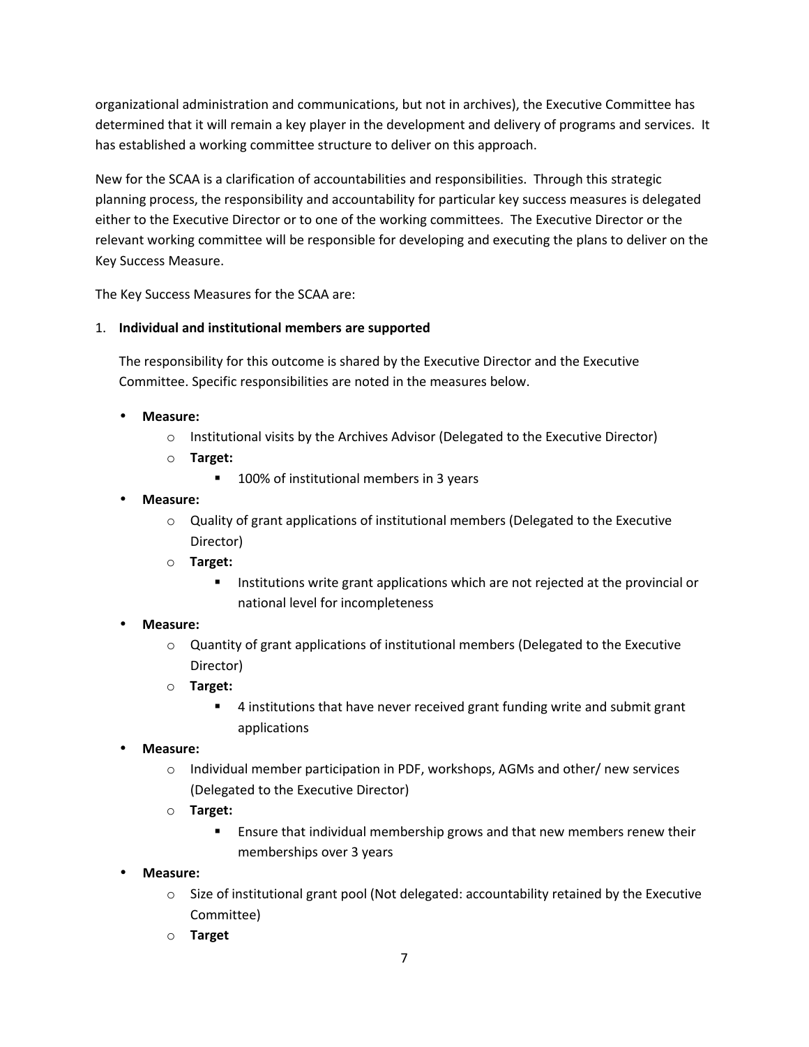organizational administration and communications, but not in archives), the Executive Committee has determined that it will remain a key player in the development and delivery of programs and services. It has established a working committee structure to deliver on this approach.

New for the SCAA is a clarification of accountabilities and responsibilities. Through this strategic planning process, the responsibility and accountability for particular key success measures is delegated either to the Executive Director or to one of the working committees. The Executive Director or the relevant working committee will be responsible for developing and executing the plans to deliver on the Key Success Measure.

The Key Success Measures for the SCAA are:

1. **Individual and institutional members are supported**

   The responsibility for this outcome is shared by the Executive Director and the Executive Committee. Specific responsibilities are noted in the measures below.

   - **Measure:**
     - Institutional visits by the Archives Advisor (Delegated to the Executive Director)
     - **Target:**
       - 100% of institutional members in 3 years
   - **Measure:**
     - Quality of grant applications of institutional members (Delegated to the Executive Director)
     - **Target:**
       - Institutions write grant applications which are not rejected at the provincial or national level for incompleteness
   - **Measure:**
     - Quantity of grant applications of institutional members (Delegated to the Executive Director)
     - **Target:**
       - 4 institutions that have never received grant funding write and submit grant applications
   - **Measure:**
     - Individual member participation in PDF, workshops, AGMs and other/ new services (Delegated to the Executive Director)
     - **Target:**
       - Ensure that individual membership grows and that new members renew their memberships over 3 years
   - **Measure:**
     - Size of institutional grant pool (Not delegated: accountability retained by the Executive Committee)
     - **Target**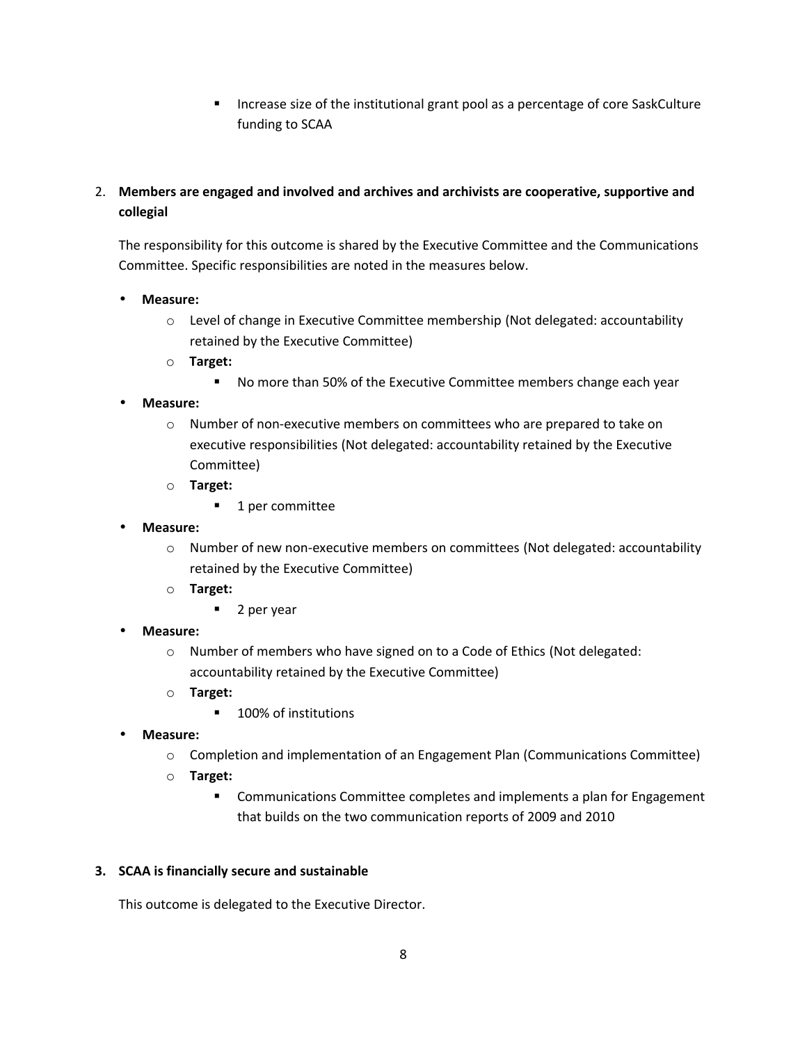- Increase size of the institutional grant pool as a percentage of core SaskCulture funding to SCAA

2. **Members are engaged and involved and archives and archivists are cooperative, supportive and collegial**

   The responsibility for this outcome is shared by the Executive Committee and the Communications Committee. Specific responsibilities are noted in the measures below.

- **Measure:**
    - Level of change in Executive Committee membership (Not delegated: accountability retained by the Executive Committee)
    - **Target:**
        - No more than 50% of the Executive Committee members change each year
- **Measure:**
    - Number of non-executive members on committees who are prepared to take on executive responsibilities (Not delegated: accountability retained by the Executive Committee)
    - **Target:**
        - 1 per committee
- **Measure:**
    - Number of new non-executive members on committees (Not delegated: accountability retained by the Executive Committee)
    - **Target:**
        - 2 per year
- **Measure:**
    - Number of members who have signed on to a Code of Ethics (Not delegated: accountability retained by the Executive Committee)
    - **Target:**
        - 100% of institutions
- **Measure:**
    - Completion and implementation of an Engagement Plan (Communications Committee)
    - **Target:**
        - Communications Committee completes and implements a plan for Engagement that builds on the two communication reports of 2009 and 2010

3. **SCAA is financially secure and sustainable**

   This outcome is delegated to the Executive Director.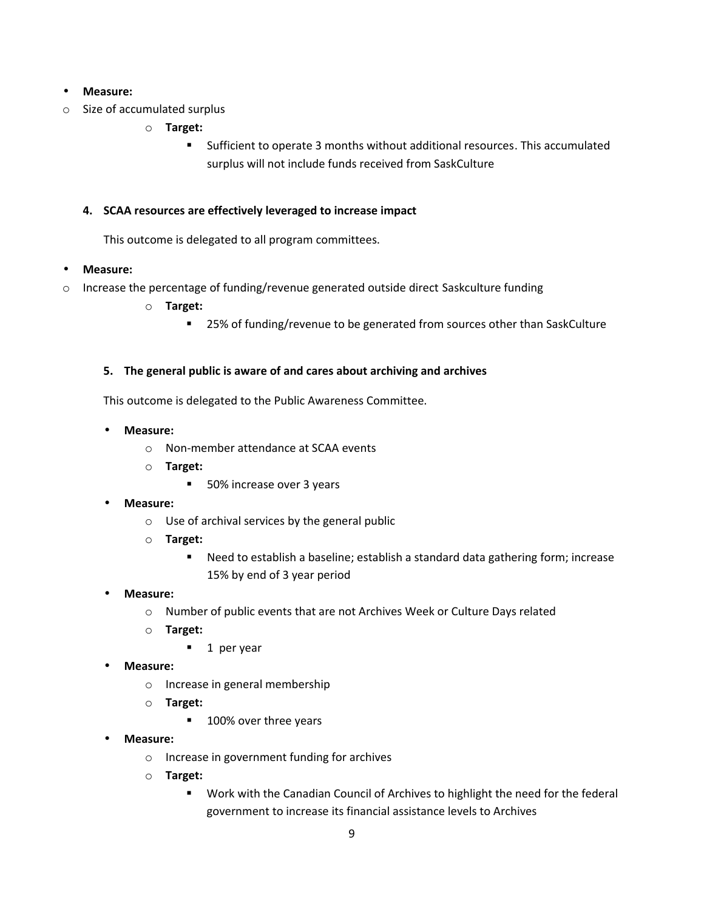- **Measure:**
- Size of accumulated surplus
    - **Target:**
        - Sufficient to operate 3 months without additional resources. This accumulated surplus will not include funds received from SaskCulture

**4. SCAA resources are effectively leveraged to increase impact**

This outcome is delegated to all program committees.

- **Measure:**
- Increase the percentage of funding/revenue generated outside direct Saskculture funding
    - **Target:**
        - 25% of funding/revenue to be generated from sources other than SaskCulture

**5. The general public is aware of and cares about archiving and archives**

This outcome is delegated to the Public Awareness Committee.

- **Measure:**
    - Non-member attendance at SCAA events
    - **Target:**
        - 50% increase over 3 years
- **Measure:**
    - Use of archival services by the general public
    - **Target:**
        - Need to establish a baseline; establish a standard data gathering form; increase 15% by end of 3 year period
- **Measure:**
    - Number of public events that are not Archives Week or Culture Days related
    - **Target:**
        - 1 per year
- **Measure:**
    - Increase in general membership
    - **Target:**
        - 100% over three years
- **Measure:**
    - Increase in government funding for archives
    - **Target:**
        - Work with the Canadian Council of Archives to highlight the need for the federal government to increase its financial assistance levels to Archives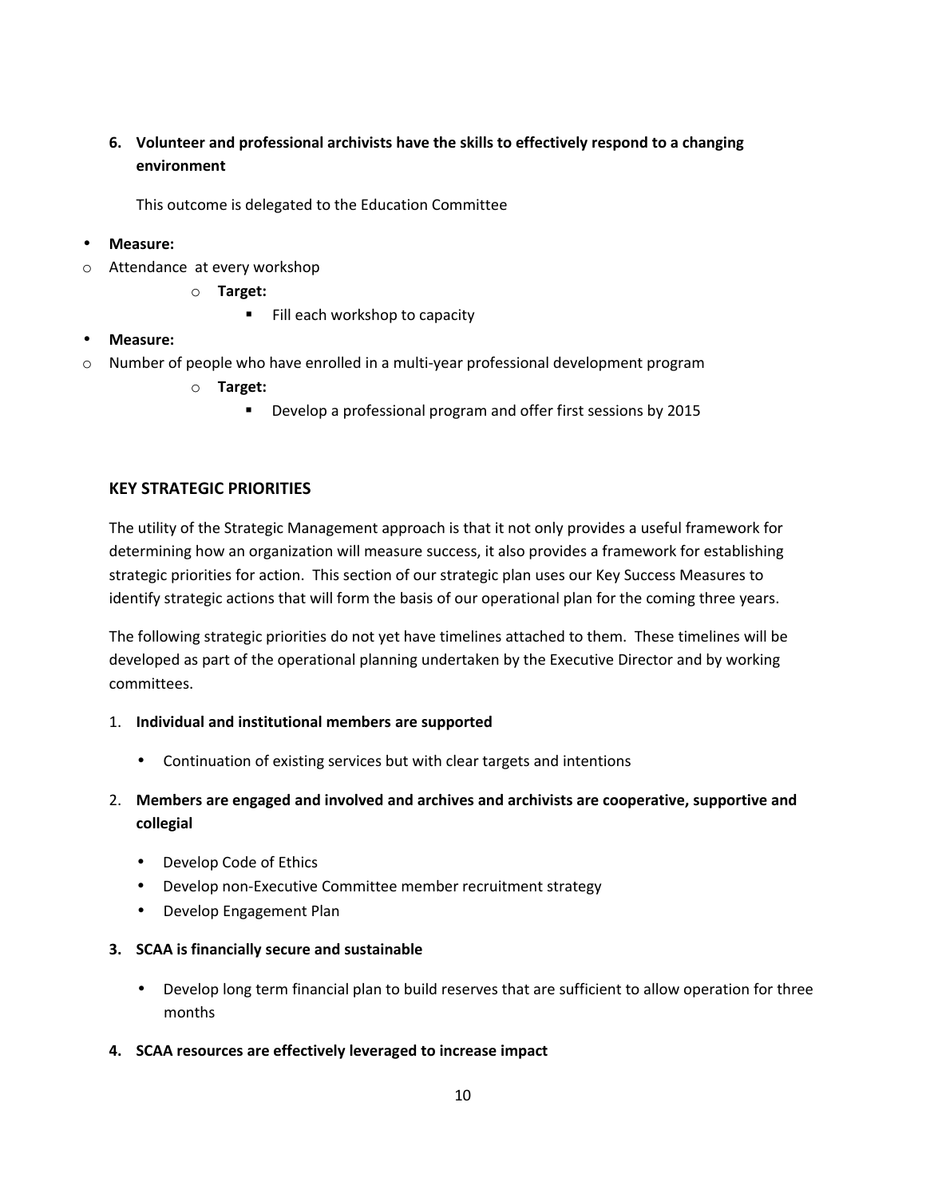6. **Volunteer and professional archivists have the skills to effectively respond to a changing environment**

   This outcome is delegated to the Education Committee

- **Measure:**
  - Attendance at every workshop
    - **Target:**
      - Fill each workshop to capacity
- **Measure:**
  - Number of people who have enrolled in a multi-year professional development program
    - **Target:**
      - Develop a professional program and offer first sessions by 2015

## KEY STRATEGIC PRIORITIES

The utility of the Strategic Management approach is that it not only provides a useful framework for determining how an organization will measure success, it also provides a framework for establishing strategic priorities for action. This section of our strategic plan uses our Key Success Measures to identify strategic actions that will form the basis of our operational plan for the coming three years.

The following strategic priorities do not yet have timelines attached to them. These timelines will be developed as part of the operational planning undertaken by the Executive Director and by working committees.

1. **Individual and institutional members are supported**
   - Continuation of existing services but with clear targets and intentions
2. **Members are engaged and involved and archives and archivists are cooperative, supportive and collegial**
   - Develop Code of Ethics
   - Develop non-Executive Committee member recruitment strategy
   - Develop Engagement Plan
3. **SCAA is financially secure and sustainable**
   - Develop long term financial plan to build reserves that are sufficient to allow operation for three months
4. **SCAA resources are effectively leveraged to increase impact**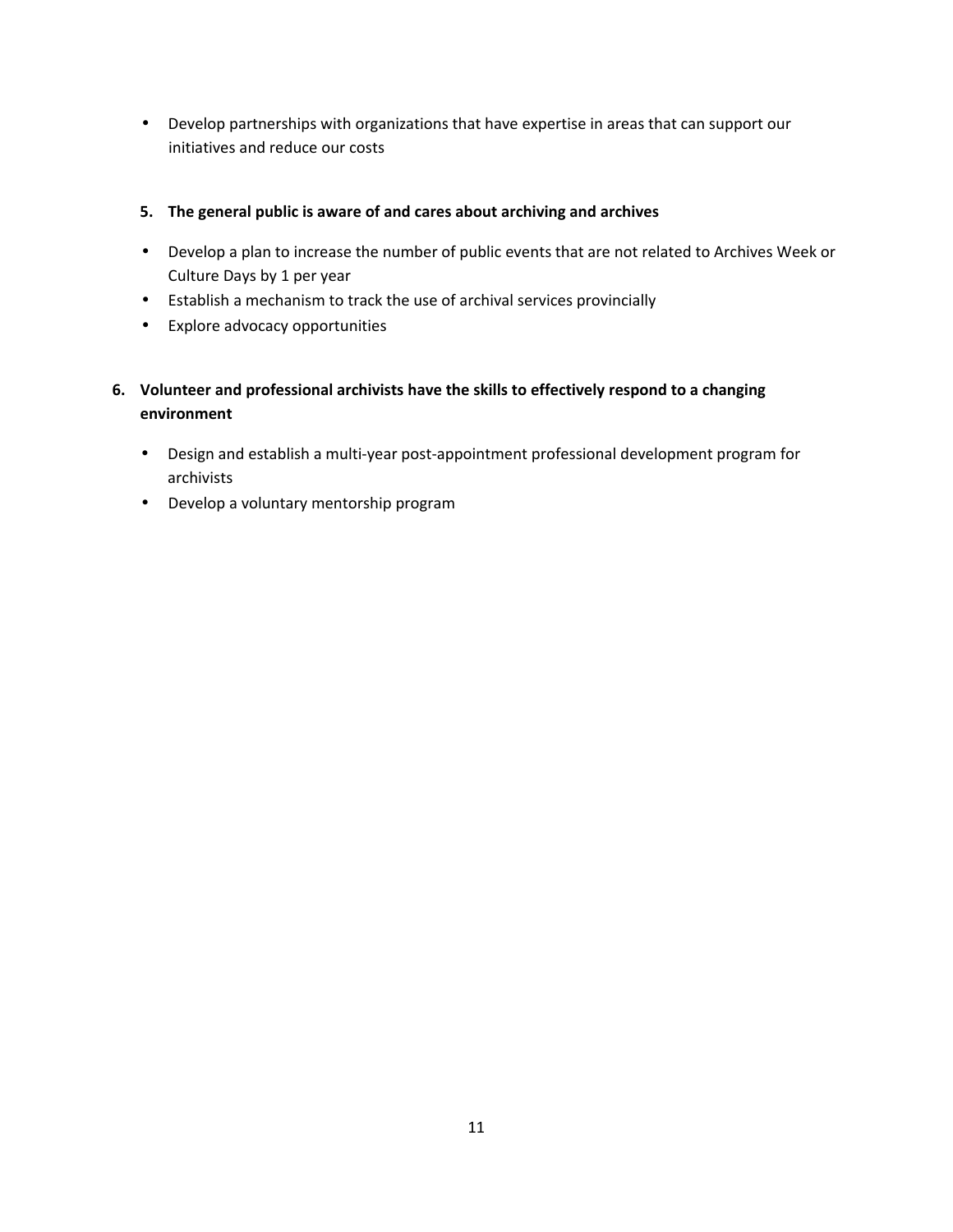- Develop partnerships with organizations that have expertise in areas that can support our initiatives and reduce our costs

5. **The general public is aware of and cares about archiving and archives**

- Develop a plan to increase the number of public events that are not related to Archives Week or Culture Days by 1 per year
- Establish a mechanism to track the use of archival services provincially
- Explore advocacy opportunities

6. **Volunteer and professional archivists have the skills to effectively respond to a changing environment**

- Design and establish a multi-year post-appointment professional development program for archivists
- Develop a voluntary mentorship program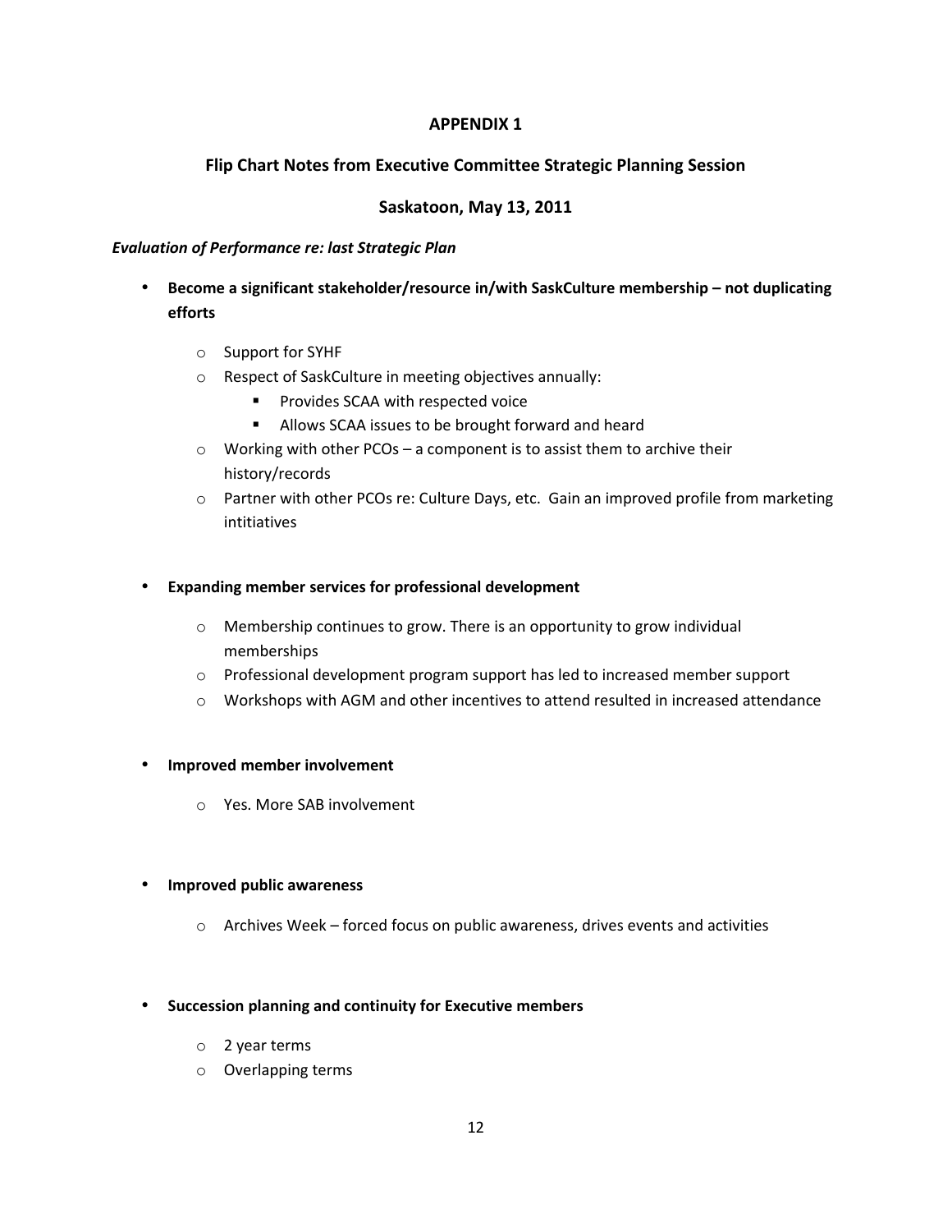# APPENDIX 1

## Flip Chart Notes from Executive Committee Strategic Planning Session

## Saskatoon, May 13, 2011

***Evaluation of Performance re: last Strategic Plan***

- **Become a significant stakeholder/resource in/with SaskCulture membership – not duplicating efforts**
  - Support for SYHF
  - Respect of SaskCulture in meeting objectives annually:
    - Provides SCAA with respected voice
    - Allows SCAA issues to be brought forward and heard
  - Working with other PCOs – a component is to assist them to archive their history/records
  - Partner with other PCOs re: Culture Days, etc. Gain an improved profile from marketing intitiatives

- **Expanding member services for professional development**
  - Membership continues to grow. There is an opportunity to grow individual memberships
  - Professional development program support has led to increased member support
  - Workshops with AGM and other incentives to attend resulted in increased attendance

- **Improved member involvement**
  - Yes. More SAB involvement

- **Improved public awareness**
  - Archives Week – forced focus on public awareness, drives events and activities

- **Succession planning and continuity for Executive members**
  - 2 year terms
  - Overlapping terms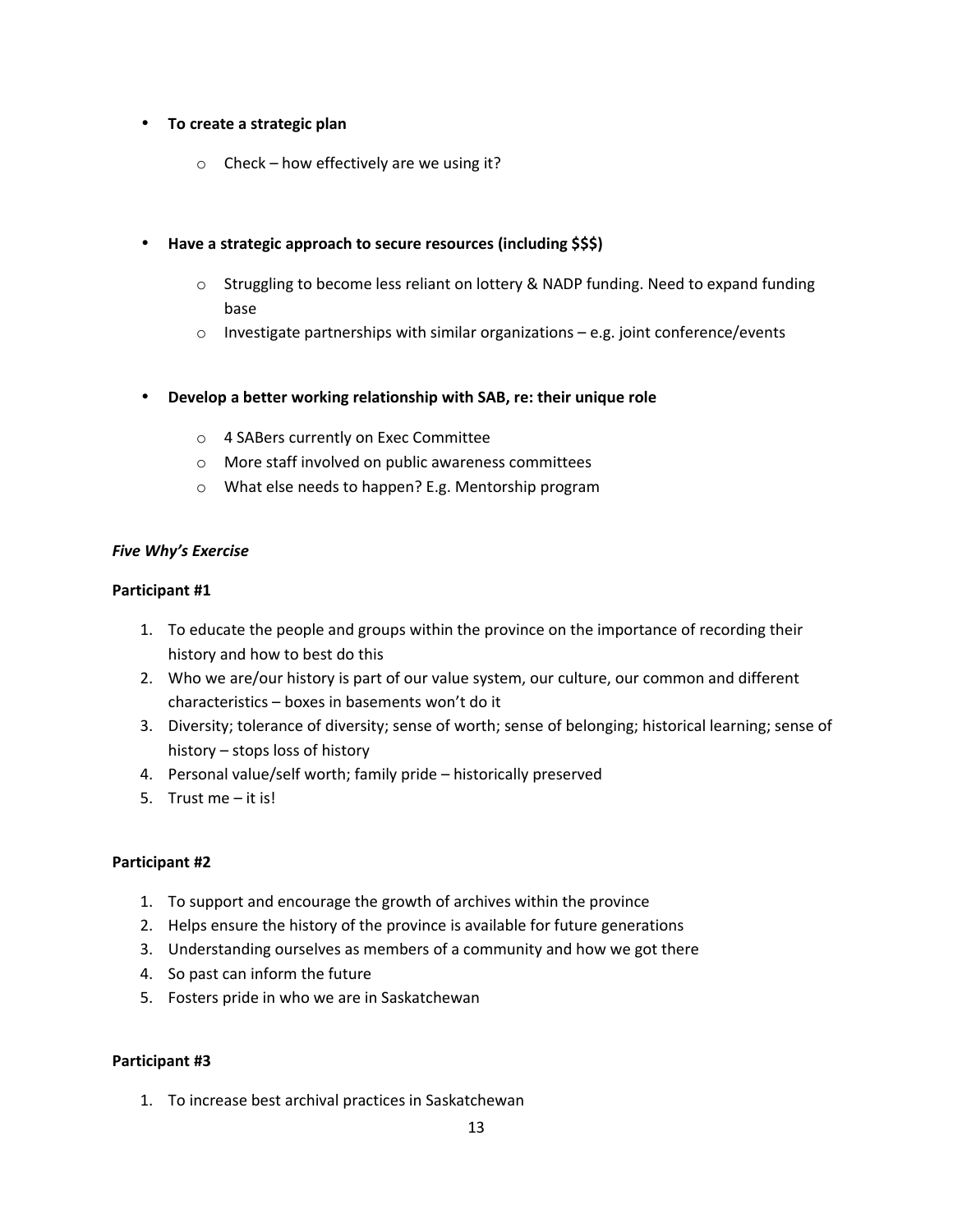- **To create a strategic plan**
    - Check – how effectively are we using it?

- **Have a strategic approach to secure resources (including $$$)**
    - Struggling to become less reliant on lottery & NADP funding. Need to expand funding base
    - Investigate partnerships with similar organizations – e.g. joint conference/events

- **Develop a better working relationship with SAB, re: their unique role**
    - 4 SABers currently on Exec Committee
    - More staff involved on public awareness committees
    - What else needs to happen? E.g. Mentorship program

***Five Why's Exercise***

**Participant #1**

1. To educate the people and groups within the province on the importance of recording their history and how to best do this
2. Who we are/our history is part of our value system, our culture, our common and different characteristics – boxes in basements won't do it
3. Diversity; tolerance of diversity; sense of worth; sense of belonging; historical learning; sense of history – stops loss of history
4. Personal value/self worth; family pride – historically preserved
5. Trust me – it is!

**Participant #2**

1. To support and encourage the growth of archives within the province
2. Helps ensure the history of the province is available for future generations
3. Understanding ourselves as members of a community and how we got there
4. So past can inform the future
5. Fosters pride in who we are in Saskatchewan

**Participant #3**

1. To increase best archival practices in Saskatchewan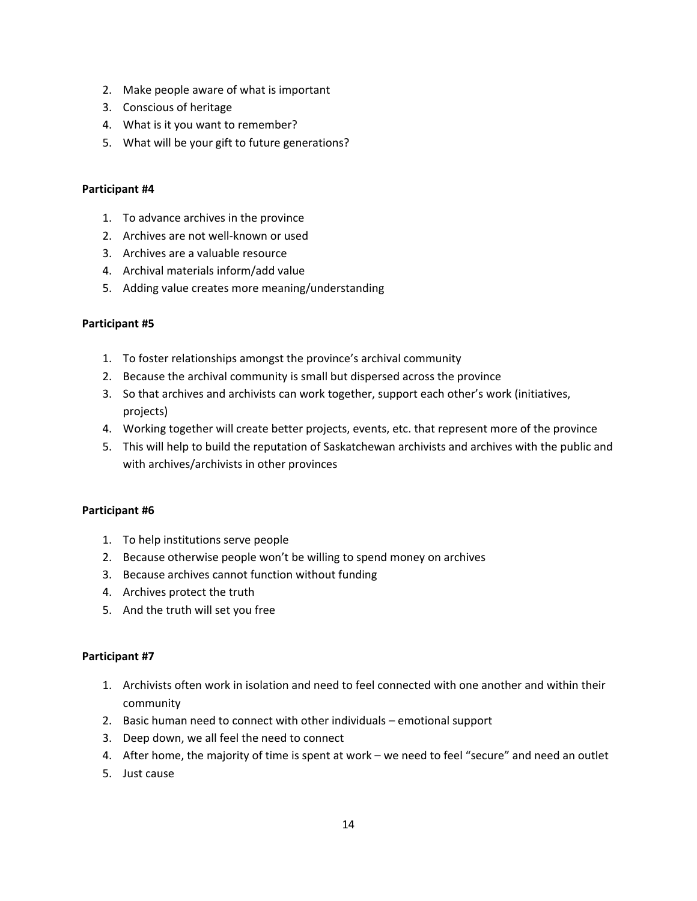2. Make people aware of what is important
3. Conscious of heritage
4. What is it you want to remember?
5. What will be your gift to future generations?

**Participant #4**

1. To advance archives in the province
2. Archives are not well-known or used
3. Archives are a valuable resource
4. Archival materials inform/add value
5. Adding value creates more meaning/understanding

**Participant #5**

1. To foster relationships amongst the province's archival community
2. Because the archival community is small but dispersed across the province
3. So that archives and archivists can work together, support each other's work (initiatives, projects)
4. Working together will create better projects, events, etc. that represent more of the province
5. This will help to build the reputation of Saskatchewan archivists and archives with the public and with archives/archivists in other provinces

**Participant #6**

1. To help institutions serve people
2. Because otherwise people won't be willing to spend money on archives
3. Because archives cannot function without funding
4. Archives protect the truth
5. And the truth will set you free

**Participant #7**

1. Archivists often work in isolation and need to feel connected with one another and within their community
2. Basic human need to connect with other individuals – emotional support
3. Deep down, we all feel the need to connect
4. After home, the majority of time is spent at work – we need to feel "secure" and need an outlet
5. Just cause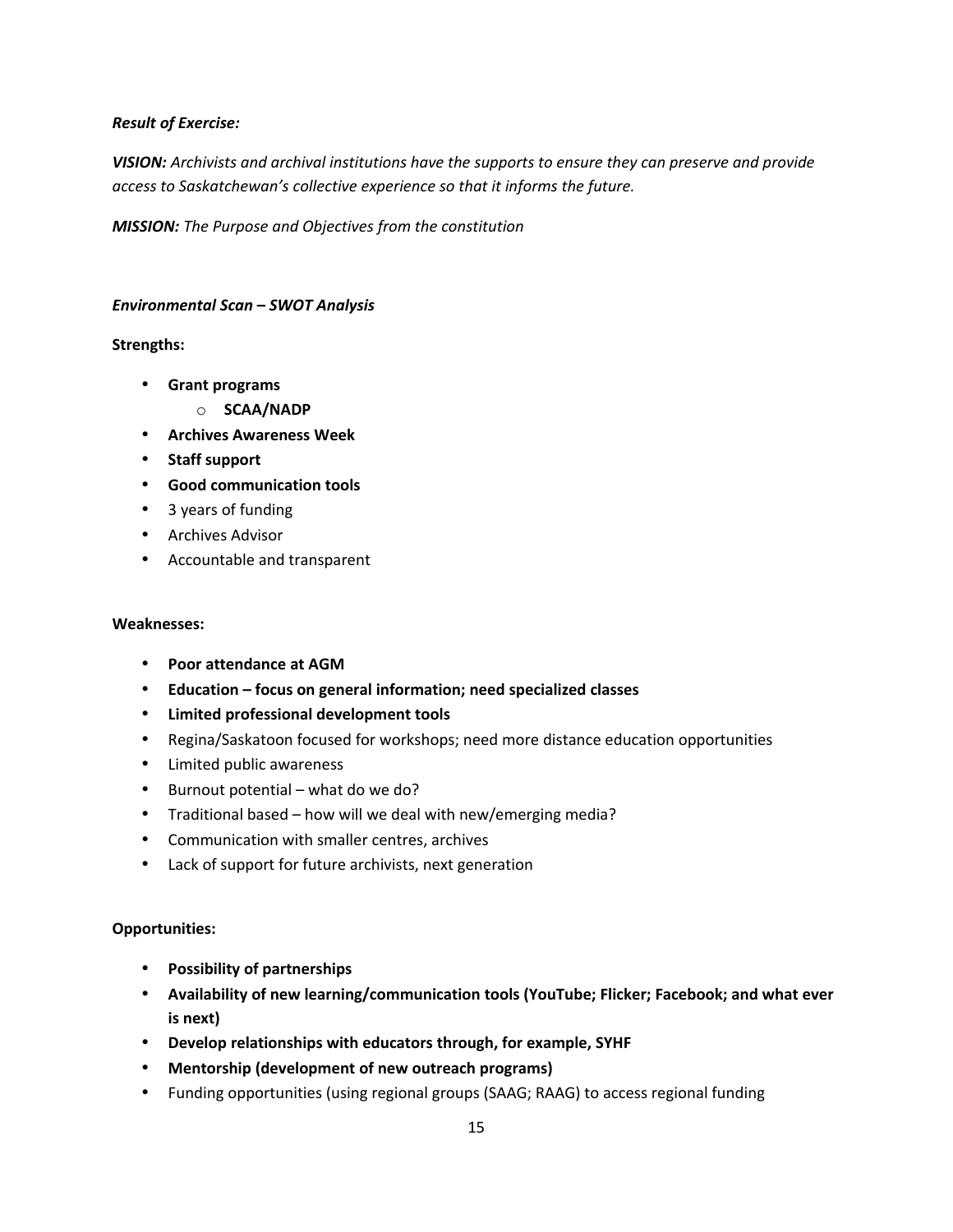***Result of Exercise:***

***VISION:*** *Archivists and archival institutions have the supports to ensure they can preserve and provide access to Saskatchewan's collective experience so that it informs the future.*

***MISSION:*** *The Purpose and Objectives from the constitution*

***Environmental Scan – SWOT Analysis***

**Strengths:**

- **Grant programs**
  - **SCAA/NADP**
- **Archives Awareness Week**
- **Staff support**
- **Good communication tools**
- 3 years of funding
- Archives Advisor
- Accountable and transparent

**Weaknesses:**

- **Poor attendance at AGM**
- **Education – focus on general information; need specialized classes**
- **Limited professional development tools**
- Regina/Saskatoon focused for workshops; need more distance education opportunities
- Limited public awareness
- Burnout potential – what do we do?
- Traditional based – how will we deal with new/emerging media?
- Communication with smaller centres, archives
- Lack of support for future archivists, next generation

**Opportunities:**

- **Possibility of partnerships**
- **Availability of new learning/communication tools (YouTube; Flicker; Facebook; and what ever is next)**
- **Develop relationships with educators through, for example, SYHF**
- **Mentorship (development of new outreach programs)**
- Funding opportunities (using regional groups (SAAG; RAAG) to access regional funding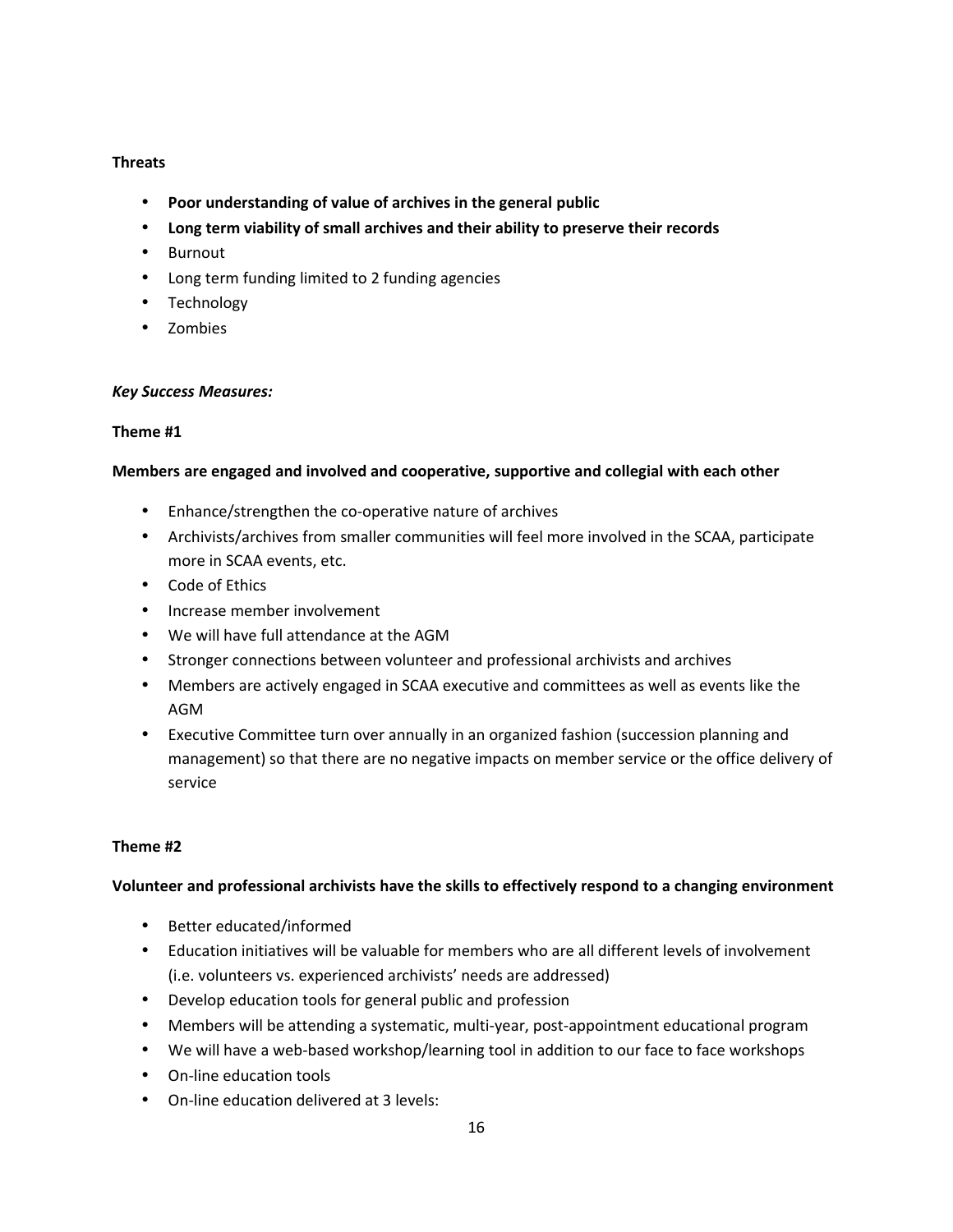**Threats**

- **Poor understanding of value of archives in the general public**
- **Long term viability of small archives and their ability to preserve their records**
- Burnout
- Long term funding limited to 2 funding agencies
- Technology
- Zombies

***Key Success Measures:***

**Theme #1**

**Members are engaged and involved and cooperative, supportive and collegial with each other**

- Enhance/strengthen the co-operative nature of archives
- Archivists/archives from smaller communities will feel more involved in the SCAA, participate more in SCAA events, etc.
- Code of Ethics
- Increase member involvement
- We will have full attendance at the AGM
- Stronger connections between volunteer and professional archivists and archives
- Members are actively engaged in SCAA executive and committees as well as events like the AGM
- Executive Committee turn over annually in an organized fashion (succession planning and management) so that there are no negative impacts on member service or the office delivery of service

**Theme #2**

**Volunteer and professional archivists have the skills to effectively respond to a changing environment**

- Better educated/informed
- Education initiatives will be valuable for members who are all different levels of involvement (i.e. volunteers vs. experienced archivists' needs are addressed)
- Develop education tools for general public and profession
- Members will be attending a systematic, multi-year, post-appointment educational program
- We will have a web-based workshop/learning tool in addition to our face to face workshops
- On-line education tools
- On-line education delivered at 3 levels: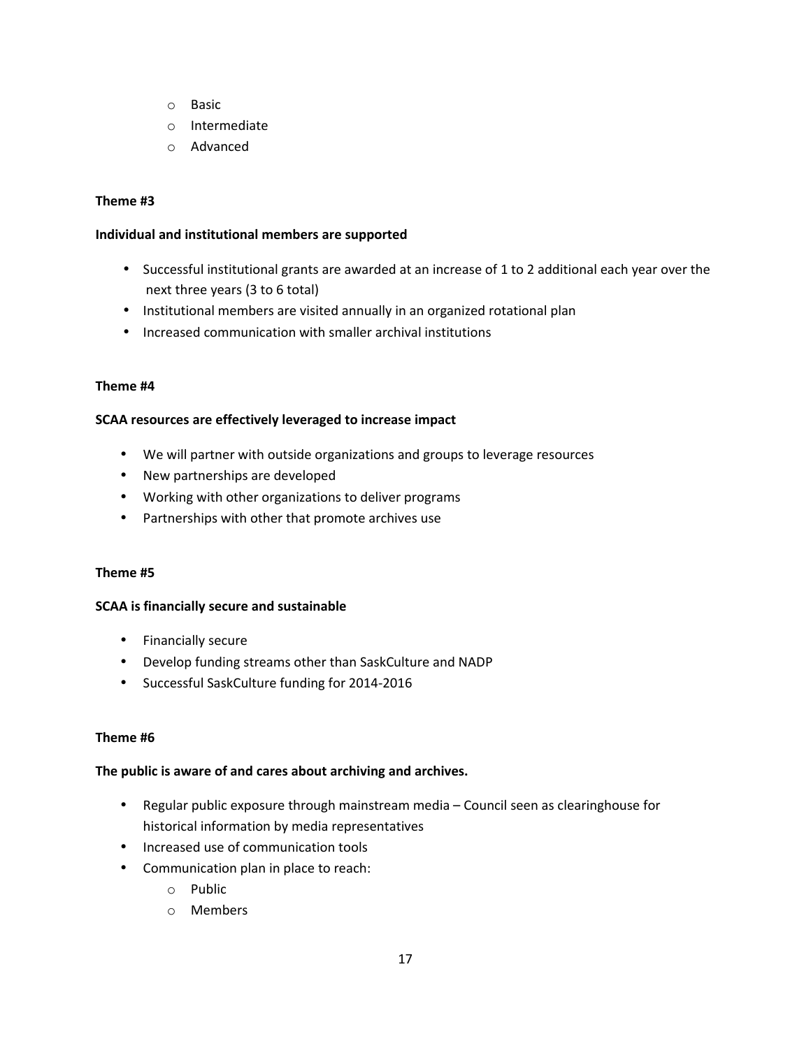- Basic
  - Intermediate
  - Advanced

**Theme #3**

**Individual and institutional members are supported**

- Successful institutional grants are awarded at an increase of 1 to 2 additional each year over the next three years (3 to 6 total)
- Institutional members are visited annually in an organized rotational plan
- Increased communication with smaller archival institutions

**Theme #4**

**SCAA resources are effectively leveraged to increase impact**

- We will partner with outside organizations and groups to leverage resources
- New partnerships are developed
- Working with other organizations to deliver programs
- Partnerships with other that promote archives use

**Theme #5**

**SCAA is financially secure and sustainable**

- Financially secure
- Develop funding streams other than SaskCulture and NADP
- Successful SaskCulture funding for 2014-2016

**Theme #6**

**The public is aware of and cares about archiving and archives.**

- Regular public exposure through mainstream media – Council seen as clearinghouse for historical information by media representatives
- Increased use of communication tools
- Communication plan in place to reach:
  - Public
  - Members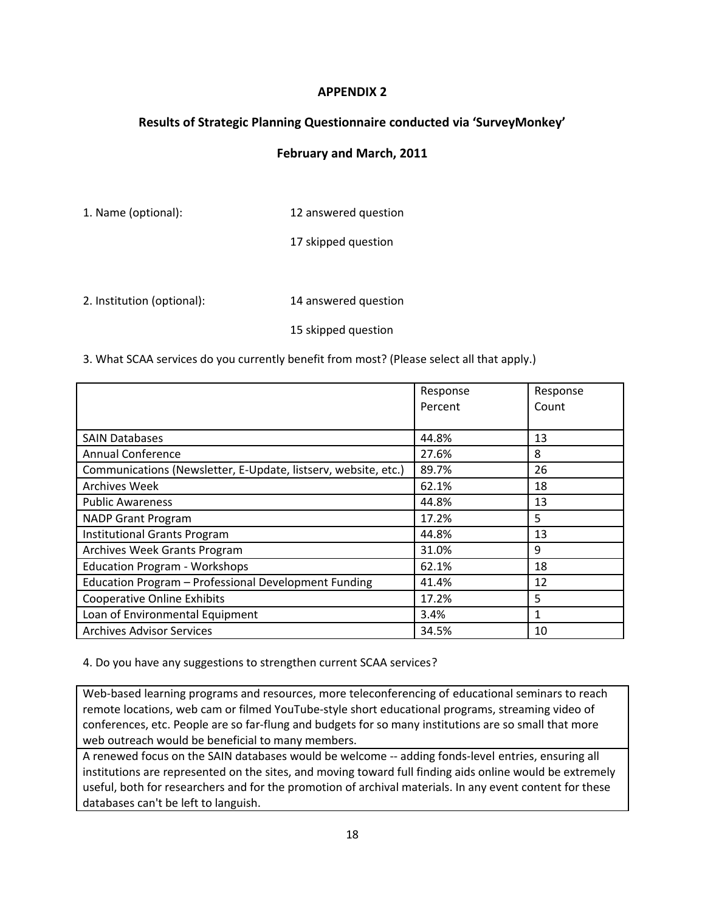**APPENDIX 2**

**Results of Strategic Planning Questionnaire conducted via 'SurveyMonkey'**

**February and March, 2011**

1. Name (optional): 12 answered question

   17 skipped question

2. Institution (optional): 14 answered question

   15 skipped question

3. What SCAA services do you currently benefit from most? (Please select all that apply.)

| | Response Percent | Response Count |
|---|---|---|
| SAIN Databases | 44.8% | 13 |
| Annual Conference | 27.6% | 8 |
| Communications (Newsletter, E-Update, listserv, website, etc.) | 89.7% | 26 |
| Archives Week | 62.1% | 18 |
| Public Awareness | 44.8% | 13 |
| NADP Grant Program | 17.2% | 5 |
| Institutional Grants Program | 44.8% | 13 |
| Archives Week Grants Program | 31.0% | 9 |
| Education Program - Workshops | 62.1% | 18 |
| Education Program – Professional Development Funding | 41.4% | 12 |
| Cooperative Online Exhibits | 17.2% | 5 |
| Loan of Environmental Equipment | 3.4% | 1 |
| Archives Advisor Services | 34.5% | 10 |

4. Do you have any suggestions to strengthen current SCAA services?

| |
|---|
| Web-based learning programs and resources, more teleconferencing of educational seminars to reach remote locations, web cam or filmed YouTube-style short educational programs, streaming video of conferences, etc. People are so far-flung and budgets for so many institutions are so small that more web outreach would be beneficial to many members. |
| A renewed focus on the SAIN databases would be welcome -- adding fonds-level entries, ensuring all institutions are represented on the sites, and moving toward full finding aids online would be extremely useful, both for researchers and for the promotion of archival materials. In any event content for these databases can't be left to languish. |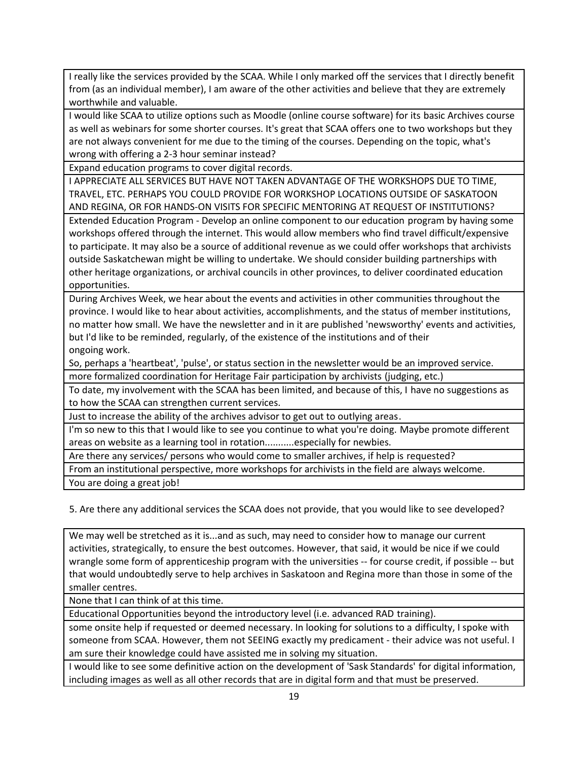| |
|---|
| I really like the services provided by the SCAA. While I only marked off the services that I directly benefit from (as an individual member), I am aware of the other activities and believe that they are extremely worthwhile and valuable. |
| I would like SCAA to utilize options such as Moodle (online course software) for its basic Archives course as well as webinars for some shorter courses. It's great that SCAA offers one to two workshops but they are not always convenient for me due to the timing of the courses. Depending on the topic, what's wrong with offering a 2-3 hour seminar instead? |
| Expand education programs to cover digital records. |
| I APPRECIATE ALL SERVICES BUT HAVE NOT TAKEN ADVANTAGE OF THE WORKSHOPS DUE TO TIME, TRAVEL, ETC. PERHAPS YOU COULD PROVIDE FOR WORKSHOP LOCATIONS OUTSIDE OF SASKATOON AND REGINA, OR FOR HANDS-ON VISITS FOR SPECIFIC MENTORING AT REQUEST OF INSTITUTIONS? |
| Extended Education Program - Develop an online component to our education program by having some workshops offered through the internet. This would allow members who find travel difficult/expensive to participate. It may also be a source of additional revenue as we could offer workshops that archivists outside Saskatchewan might be willing to undertake. We should consider building partnerships with other heritage organizations, or archival councils in other provinces, to deliver coordinated education opportunities. |
| During Archives Week, we hear about the events and activities in other communities throughout the province. I would like to hear about activities, accomplishments, and the status of member institutions, no matter how small. We have the newsletter and in it are published 'newsworthy' events and activities, but I'd like to be reminded, regularly, of the existence of the institutions and of their ongoing work. So, perhaps a 'heartbeat', 'pulse', or status section in the newsletter would be an improved service. |
| more formalized coordination for Heritage Fair participation by archivists (judging, etc.) |
| To date, my involvement with the SCAA has been limited, and because of this, I have no suggestions as to how the SCAA can strengthen current services. |
| Just to increase the ability of the archives advisor to get out to outlying areas. |
| I'm so new to this that I would like to see you continue to what you're doing. Maybe promote different areas on website as a learning tool in rotation...........especially for newbies. |
| Are there any services/ persons who would come to smaller archives, if help is requested? |
| From an institutional perspective, more workshops for archivists in the field are always welcome. |
| You are doing a great job! |

5. Are there any additional services the SCAA does not provide, that you would like to see developed?

| |
|---|
| We may well be stretched as it is...and as such, may need to consider how to manage our current activities, strategically, to ensure the best outcomes. However, that said, it would be nice if we could wrangle some form of apprenticeship program with the universities -- for course credit, if possible -- but that would undoubtedly serve to help archives in Saskatoon and Regina more than those in some of the smaller centres. |
| None that I can think of at this time. |
| Educational Opportunities beyond the introductory level (i.e. advanced RAD training). |
| some onsite help if requested or deemed necessary. In looking for solutions to a difficulty, I spoke with someone from SCAA. However, them not SEEING exactly my predicament - their advice was not useful. I am sure their knowledge could have assisted me in solving my situation. |
| I would like to see some definitive action on the development of 'Sask Standards' for digital information, including images as well as all other records that are in digital form and that must be preserved. |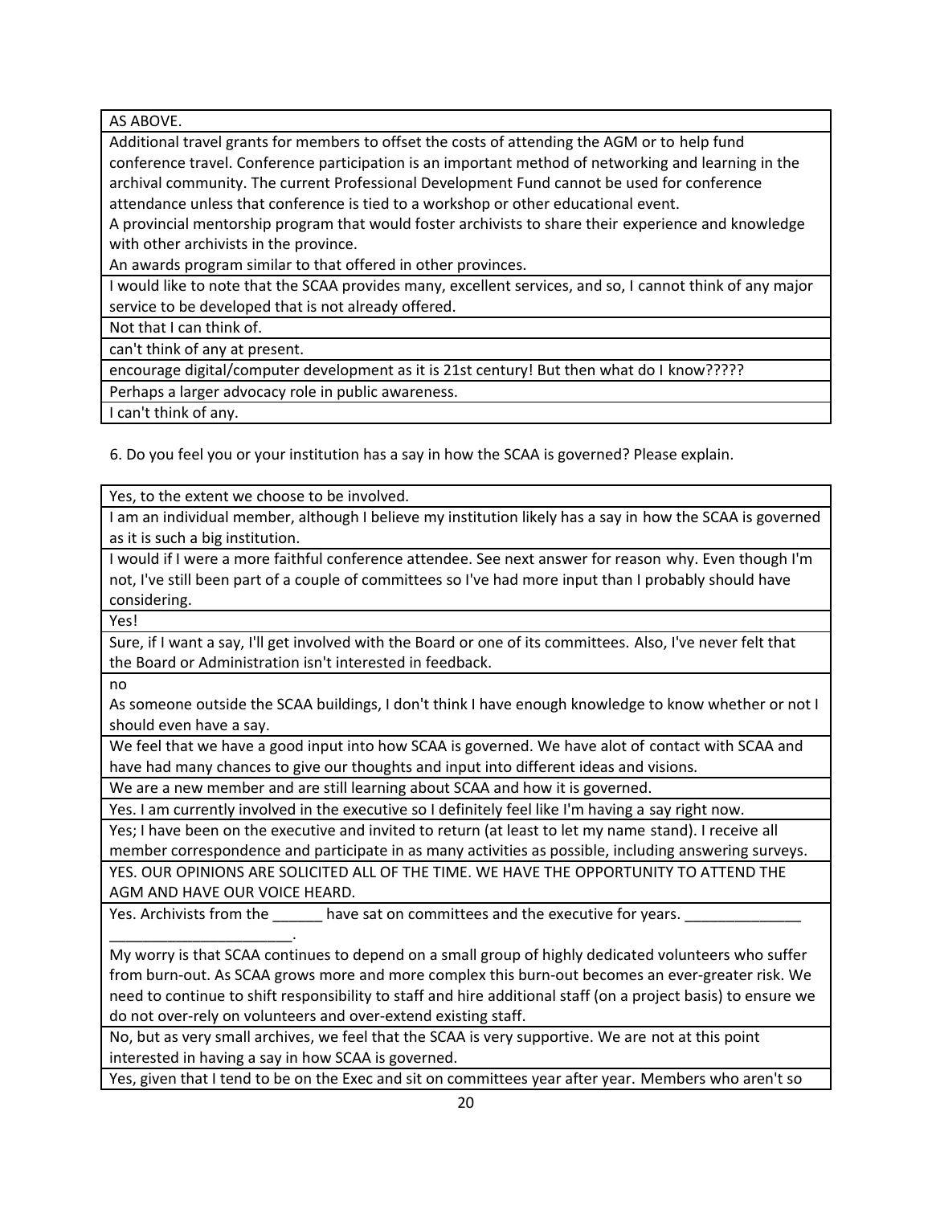| AS ABOVE. |
|---|
| Additional travel grants for members to offset the costs of attending the AGM or to help fund conference travel. Conference participation is an important method of networking and learning in the archival community. The current Professional Development Fund cannot be used for conference attendance unless that conference is tied to a workshop or other educational event.<br>A provincial mentorship program that would foster archivists to share their experience and knowledge with other archivists in the province.<br>An awards program similar to that offered in other provinces. |
| I would like to note that the SCAA provides many, excellent services, and so, I cannot think of any major service to be developed that is not already offered. |
| Not that I can think of. |
| can't think of any at present. |
| encourage digital/computer development as it is 21st century! But then what do I know????? |
| Perhaps a larger advocacy role in public awareness. |
| I can't think of any. |

6. Do you feel you or your institution has a say in how the SCAA is governed? Please explain.

| Yes, to the extent we choose to be involved. |
|---|
| I am an individual member, although I believe my institution likely has a say in how the SCAA is governed as it is such a big institution. |
| I would if I were a more faithful conference attendee. See next answer for reason why. Even though I'm not, I've still been part of a couple of committees so I've had more input than I probably should have considering. |
| Yes! |
| Sure, if I want a say, I'll get involved with the Board or one of its committees. Also, I've never felt that the Board or Administration isn't interested in feedback. |
| no<br>As someone outside the SCAA buildings, I don't think I have enough knowledge to know whether or not I should even have a say. |
| We feel that we have a good input into how SCAA is governed. We have alot of contact with SCAA and have had many chances to give our thoughts and input into different ideas and visions. |
| We are a new member and are still learning about SCAA and how it is governed. |
| Yes. I am currently involved in the executive so I definitely feel like I'm having a say right now. |
| Yes; I have been on the executive and invited to return (at least to let my name stand). I receive all member correspondence and participate in as many activities as possible, including answering surveys. |
| YES. OUR OPINIONS ARE SOLICITED ALL OF THE TIME. WE HAVE THE OPPORTUNITY TO ATTEND THE AGM AND HAVE OUR VOICE HEARD. |
| Yes. Archivists from the ______ have sat on committees and the executive for years. ______________ ______________________.<br>My worry is that SCAA continues to depend on a small group of highly dedicated volunteers who suffer from burn-out. As SCAA grows more and more complex this burn-out becomes an ever-greater risk. We need to continue to shift responsibility to staff and hire additional staff (on a project basis) to ensure we do not over-rely on volunteers and over-extend existing staff. |
| No, but as very small archives, we feel that the SCAA is very supportive. We are not at this point interested in having a say in how SCAA is governed. |
| Yes, given that I tend to be on the Exec and sit on committees year after year. Members who aren't so |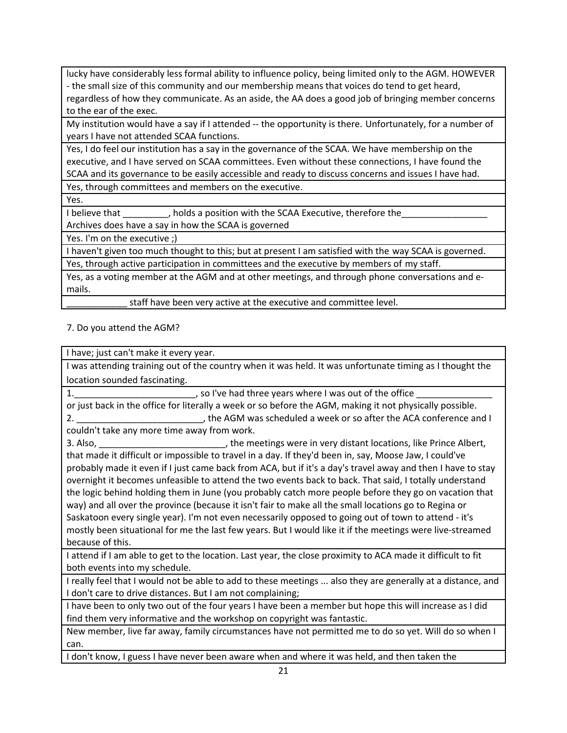| lucky have considerably less formal ability to influence policy, being limited only to the AGM. HOWEVER - the small size of this community and our membership means that voices do tend to get heard, regardless of how they communicate. As an aside, the AA does a good job of bringing member concerns to the ear of the exec. |
|---|
| My institution would have a say if I attended -- the opportunity is there. Unfortunately, for a number of years I have not attended SCAA functions. |
| Yes, I do feel our institution has a say in the governance of the SCAA. We have membership on the executive, and I have served on SCAA committees. Even without these connections, I have found the SCAA and its governance to be easily accessible and ready to discuss concerns and issues I have had. |
| Yes, through committees and members on the executive. |
| Yes. |
| I believe that _________, holds a position with the SCAA Executive, therefore the_________________ Archives does have a say in how the SCAA is governed |
| Yes. I'm on the executive ;) |
| I haven't given too much thought to this; but at present I am satisfied with the way SCAA is governed. |
| Yes, through active participation in committees and the executive by members of my staff. |
| Yes, as a voting member at the AGM and at other meetings, and through phone conversations and e-mails. |
| ____________ staff have been very active at the executive and committee level. |

7. Do you attend the AGM?

| I have; just can't make it every year. |
|---|
| I was attending training out of the country when it was held. It was unfortunate timing as I thought the location sounded fascinating. |
| 1._________________________, so I've had three years where I was out of the office _______________ or just back in the office for literally a week or so before the AGM, making it not physically possible. 2. _________________________, the AGM was scheduled a week or so after the ACA conference and I couldn't take any more time away from work. 3. Also, _________________________, the meetings were in very distant locations, like Prince Albert, that made it difficult or impossible to travel in a day. If they'd been in, say, Moose Jaw, I could've probably made it even if I just came back from ACA, but if it's a day's travel away and then I have to stay overnight it becomes unfeasible to attend the two events back to back. That said, I totally understand the logic behind holding them in June (you probably catch more people before they go on vacation that way) and all over the province (because it isn't fair to make all the small locations go to Regina or Saskatoon every single year). I'm not even necessarily opposed to going out of town to attend - it's mostly been situational for me the last few years. But I would like it if the meetings were live-streamed because of this. |
| I attend if I am able to get to the location. Last year, the close proximity to ACA made it difficult to fit both events into my schedule. |
| I really feel that I would not be able to add to these meetings ... also they are generally at a distance, and I don't care to drive distances. But I am not complaining; |
| I have been to only two out of the four years I have been a member but hope this will increase as I did find them very informative and the workshop on copyright was fantastic. |
| New member, live far away, family circumstances have not permitted me to do so yet. Will do so when I can. |
| I don't know, I guess I have never been aware when and where it was held, and then taken the |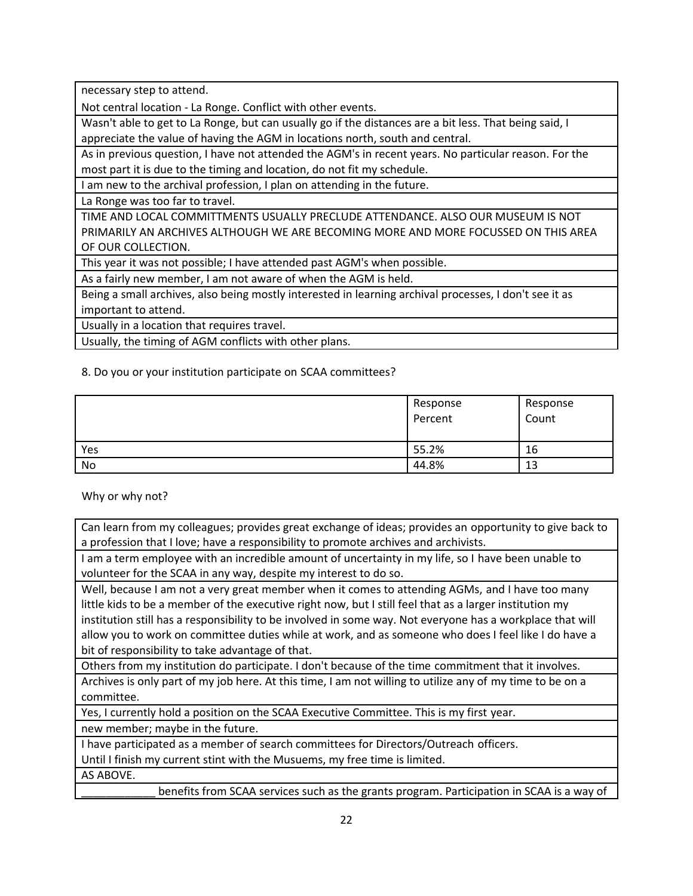| necessary step to attend. |
|---|
| Not central location - La Ronge. Conflict with other events. |
| Wasn't able to get to La Ronge, but can usually go if the distances are a bit less. That being said, I appreciate the value of having the AGM in locations north, south and central. |
| As in previous question, I have not attended the AGM's in recent years. No particular reason. For the most part it is due to the timing and location, do not fit my schedule. |
| I am new to the archival profession, I plan on attending in the future. |
| La Ronge was too far to travel. |
| TIME AND LOCAL COMMITTMENTS USUALLY PRECLUDE ATTENDANCE. ALSO OUR MUSEUM IS NOT PRIMARILY AN ARCHIVES ALTHOUGH WE ARE BECOMING MORE AND MORE FOCUSSED ON THIS AREA OF OUR COLLECTION. |
| This year it was not possible; I have attended past AGM's when possible. |
| As a fairly new member, I am not aware of when the AGM is held. |
| Being a small archives, also being mostly interested in learning archival processes, I don't see it as important to attend. |
| Usually in a location that requires travel. |
| Usually, the timing of AGM conflicts with other plans. |

8. Do you or your institution participate on SCAA committees?

| | Response Percent | Response Count |
|---|---|---|
| Yes | 55.2% | 16 |
| No | 44.8% | 13 |

Why or why not?

| Can learn from my colleagues; provides great exchange of ideas; provides an opportunity to give back to a profession that I love; have a responsibility to promote archives and archivists. |
|---|
| I am a term employee with an incredible amount of uncertainty in my life, so I have been unable to volunteer for the SCAA in any way, despite my interest to do so. |
| Well, because I am not a very great member when it comes to attending AGMs, and I have too many little kids to be a member of the executive right now, but I still feel that as a larger institution my institution still has a responsibility to be involved in some way. Not everyone has a workplace that will allow you to work on committee duties while at work, and as someone who does I feel like I do have a bit of responsibility to take advantage of that. |
| Others from my institution do participate. I don't because of the time commitment that it involves. |
| Archives is only part of my job here. At this time, I am not willing to utilize any of my time to be on a committee. |
| Yes, I currently hold a position on the SCAA Executive Committee. This is my first year. |
| new member; maybe in the future. |
| I have participated as a member of search committees for Directors/Outreach officers. Until I finish my current stint with the Musuems, my free time is limited. |
| AS ABOVE. |
| ____________ benefits from SCAA services such as the grants program. Participation in SCAA is a way of |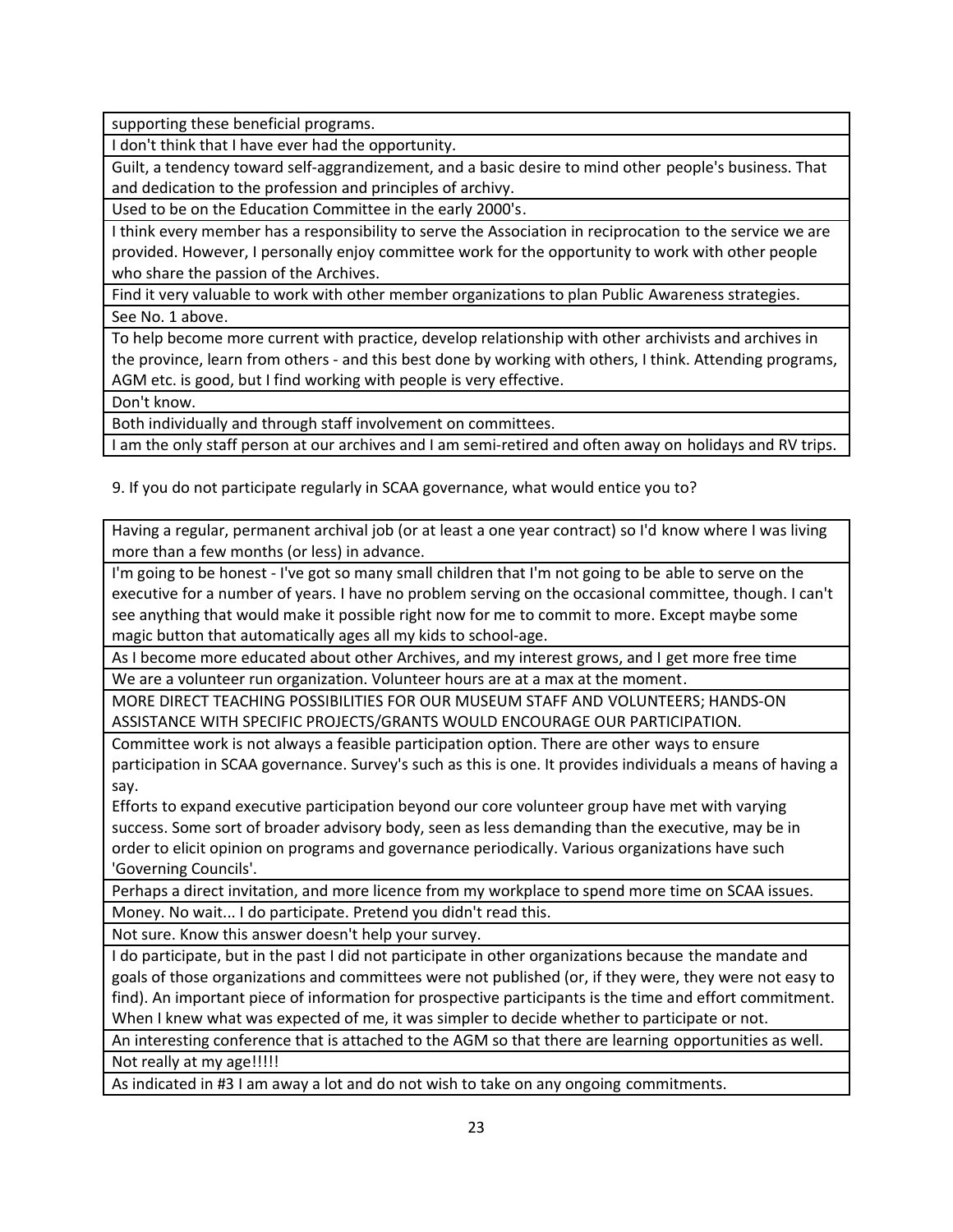| |
|---|
| supporting these beneficial programs. |
| I don't think that I have ever had the opportunity. |
| Guilt, a tendency toward self-aggrandizement, and a basic desire to mind other people's business. That and dedication to the profession and principles of archivy. |
| Used to be on the Education Committee in the early 2000's. |
| I think every member has a responsibility to serve the Association in reciprocation to the service we are provided. However, I personally enjoy committee work for the opportunity to work with other people who share the passion of the Archives. |
| Find it very valuable to work with other member organizations to plan Public Awareness strategies. |
| See No. 1 above. |
| To help become more current with practice, develop relationship with other archivists and archives in the province, learn from others - and this best done by working with others, I think. Attending programs, AGM etc. is good, but I find working with people is very effective. |
| Don't know. |
| Both individually and through staff involvement on committees. |
| I am the only staff person at our archives and I am semi-retired and often away on holidays and RV trips. |

9. If you do not participate regularly in SCAA governance, what would entice you to?

| |
|---|
| Having a regular, permanent archival job (or at least a one year contract) so I'd know where I was living more than a few months (or less) in advance. |
| I'm going to be honest - I've got so many small children that I'm not going to be able to serve on the executive for a number of years. I have no problem serving on the occasional committee, though. I can't see anything that would make it possible right now for me to commit to more. Except maybe some magic button that automatically ages all my kids to school-age. |
| As I become more educated about other Archives, and my interest grows, and I get more free time |
| We are a volunteer run organization. Volunteer hours are at a max at the moment. |
| MORE DIRECT TEACHING POSSIBILITIES FOR OUR MUSEUM STAFF AND VOLUNTEERS; HANDS-ON ASSISTANCE WITH SPECIFIC PROJECTS/GRANTS WOULD ENCOURAGE OUR PARTICIPATION. |
| Committee work is not always a feasible participation option. There are other ways to ensure participation in SCAA governance. Survey's such as this is one. It provides individuals a means of having a say. Efforts to expand executive participation beyond our core volunteer group have met with varying success. Some sort of broader advisory body, seen as less demanding than the executive, may be in order to elicit opinion on programs and governance periodically. Various organizations have such 'Governing Councils'. |
| Perhaps a direct invitation, and more licence from my workplace to spend more time on SCAA issues. |
| Money. No wait... I do participate. Pretend you didn't read this. |
| Not sure. Know this answer doesn't help your survey. |
| I do participate, but in the past I did not participate in other organizations because the mandate and goals of those organizations and committees were not published (or, if they were, they were not easy to find). An important piece of information for prospective participants is the time and effort commitment. When I knew what was expected of me, it was simpler to decide whether to participate or not. |
| An interesting conference that is attached to the AGM so that there are learning opportunities as well. |
| Not really at my age!!!!! |
| As indicated in #3 I am away a lot and do not wish to take on any ongoing commitments. |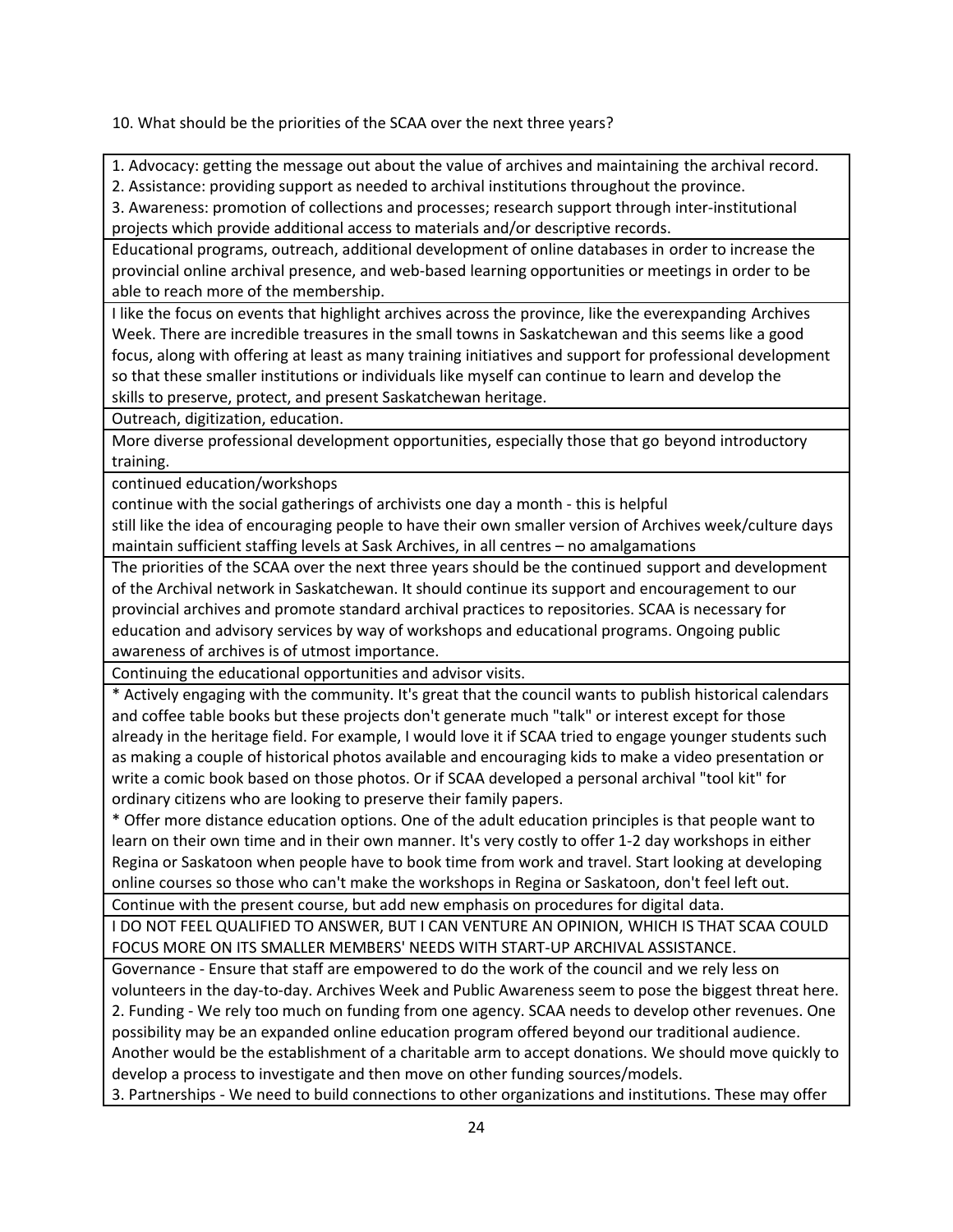10. What should be the priorities of the SCAA over the next three years?

| |
|---|
| 1. Advocacy: getting the message out about the value of archives and maintaining the archival record.<br>2. Assistance: providing support as needed to archival institutions throughout the province.<br>3. Awareness: promotion of collections and processes; research support through inter-institutional projects which provide additional access to materials and/or descriptive records. |
| Educational programs, outreach, additional development of online databases in order to increase the provincial online archival presence, and web-based learning opportunities or meetings in order to be able to reach more of the membership. |
| I like the focus on events that highlight archives across the province, like the everexpanding Archives Week. There are incredible treasures in the small towns in Saskatchewan and this seems like a good focus, along with offering at least as many training initiatives and support for professional development so that these smaller institutions or individuals like myself can continue to learn and develop the skills to preserve, protect, and present Saskatchewan heritage. |
| Outreach, digitization, education. |
| More diverse professional development opportunities, especially those that go beyond introductory training. |
| continued education/workshops<br>continue with the social gatherings of archivists one day a month - this is helpful<br>still like the idea of encouraging people to have their own smaller version of Archives week/culture days<br>maintain sufficient staffing levels at Sask Archives, in all centres – no amalgamations |
| The priorities of the SCAA over the next three years should be the continued support and development of the Archival network in Saskatchewan. It should continue its support and encouragement to our provincial archives and promote standard archival practices to repositories. SCAA is necessary for education and advisory services by way of workshops and educational programs. Ongoing public awareness of archives is of utmost importance. |
| Continuing the educational opportunities and advisor visits. |
| * Actively engaging with the community. It's great that the council wants to publish historical calendars and coffee table books but these projects don't generate much "talk" or interest except for those already in the heritage field. For example, I would love it if SCAA tried to engage younger students such as making a couple of historical photos available and encouraging kids to make a video presentation or write a comic book based on those photos. Or if SCAA developed a personal archival "tool kit" for ordinary citizens who are looking to preserve their family papers.<br>* Offer more distance education options. One of the adult education principles is that people want to learn on their own time and in their own manner. It's very costly to offer 1-2 day workshops in either Regina or Saskatoon when people have to book time from work and travel. Start looking at developing online courses so those who can't make the workshops in Regina or Saskatoon, don't feel left out. |
| Continue with the present course, but add new emphasis on procedures for digital data. |
| I DO NOT FEEL QUALIFIED TO ANSWER, BUT I CAN VENTURE AN OPINION, WHICH IS THAT SCAA COULD FOCUS MORE ON ITS SMALLER MEMBERS' NEEDS WITH START-UP ARCHIVAL ASSISTANCE. |
| Governance - Ensure that staff are empowered to do the work of the council and we rely less on volunteers in the day-to-day. Archives Week and Public Awareness seem to pose the biggest threat here.<br>2. Funding - We rely too much on funding from one agency. SCAA needs to develop other revenues. One possibility may be an expanded online education program offered beyond our traditional audience. Another would be the establishment of a charitable arm to accept donations. We should move quickly to develop a process to investigate and then move on other funding sources/models.<br>3. Partnerships - We need to build connections to other organizations and institutions. These may offer |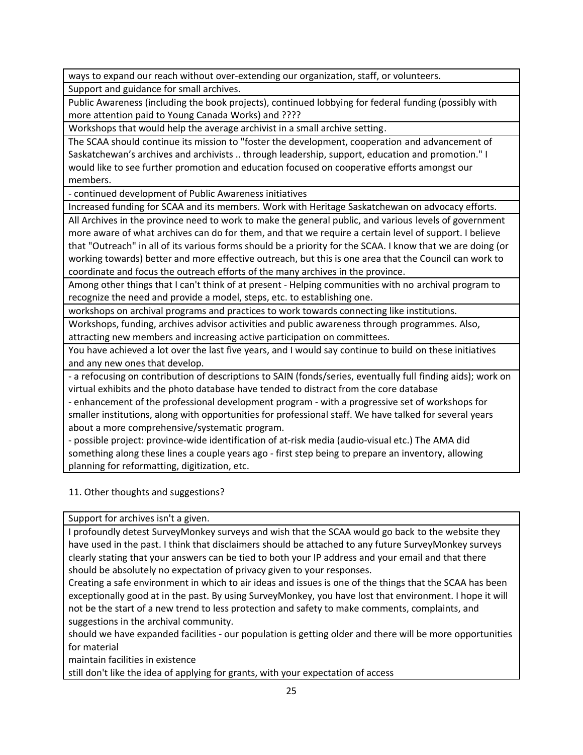| |
|---|
| ways to expand our reach without over-extending our organization, staff, or volunteers. |
| Support and guidance for small archives. |
| Public Awareness (including the book projects), continued lobbying for federal funding (possibly with more attention paid to Young Canada Works) and ???? |
| Workshops that would help the average archivist in a small archive setting. |
| The SCAA should continue its mission to "foster the development, cooperation and advancement of Saskatchewan's archives and archivists .. through leadership, support, education and promotion." I would like to see further promotion and education focused on cooperative efforts amongst our members. |
| - continued development of Public Awareness initiatives |
| Increased funding for SCAA and its members. Work with Heritage Saskatchewan on advocacy efforts. |
| All Archives in the province need to work to make the general public, and various levels of government more aware of what archives can do for them, and that we require a certain level of support. I believe that "Outreach" in all of its various forms should be a priority for the SCAA. I know that we are doing (or working towards) better and more effective outreach, but this is one area that the Council can work to coordinate and focus the outreach efforts of the many archives in the province. |
| Among other things that I can't think of at present - Helping communities with no archival program to recognize the need and provide a model, steps, etc. to establishing one. |
| workshops on archival programs and practices to work towards connecting like institutions. |
| Workshops, funding, archives advisor activities and public awareness through programmes. Also, attracting new members and increasing active participation on committees. |
| You have achieved a lot over the last five years, and I would say continue to build on these initiatives and any new ones that develop. |
| - a refocusing on contribution of descriptions to SAIN (fonds/series, eventually full finding aids); work on virtual exhibits and the photo database have tended to distract from the core database<br>- enhancement of the professional development program - with a progressive set of workshops for smaller institutions, along with opportunities for professional staff. We have talked for several years about a more comprehensive/systematic program.<br>- possible project: province-wide identification of at-risk media (audio-visual etc.) The AMA did something along these lines a couple years ago - first step being to prepare an inventory, allowing planning for reformatting, digitization, etc. |

11. Other thoughts and suggestions?

| |
|---|
| Support for archives isn't a given. |
| I profoundly detest SurveyMonkey surveys and wish that the SCAA would go back to the website they have used in the past. I think that disclaimers should be attached to any future SurveyMonkey surveys clearly stating that your answers can be tied to both your IP address and your email and that there should be absolutely no expectation of privacy given to your responses.<br>Creating a safe environment in which to air ideas and issues is one of the things that the SCAA has been exceptionally good at in the past. By using SurveyMonkey, you have lost that environment. I hope it will not be the start of a new trend to less protection and safety to make comments, complaints, and suggestions in the archival community. |
| should we have expanded facilities - our population is getting older and there will be more opportunities for material<br>maintain facilities in existence<br>still don't like the idea of applying for grants, with your expectation of access |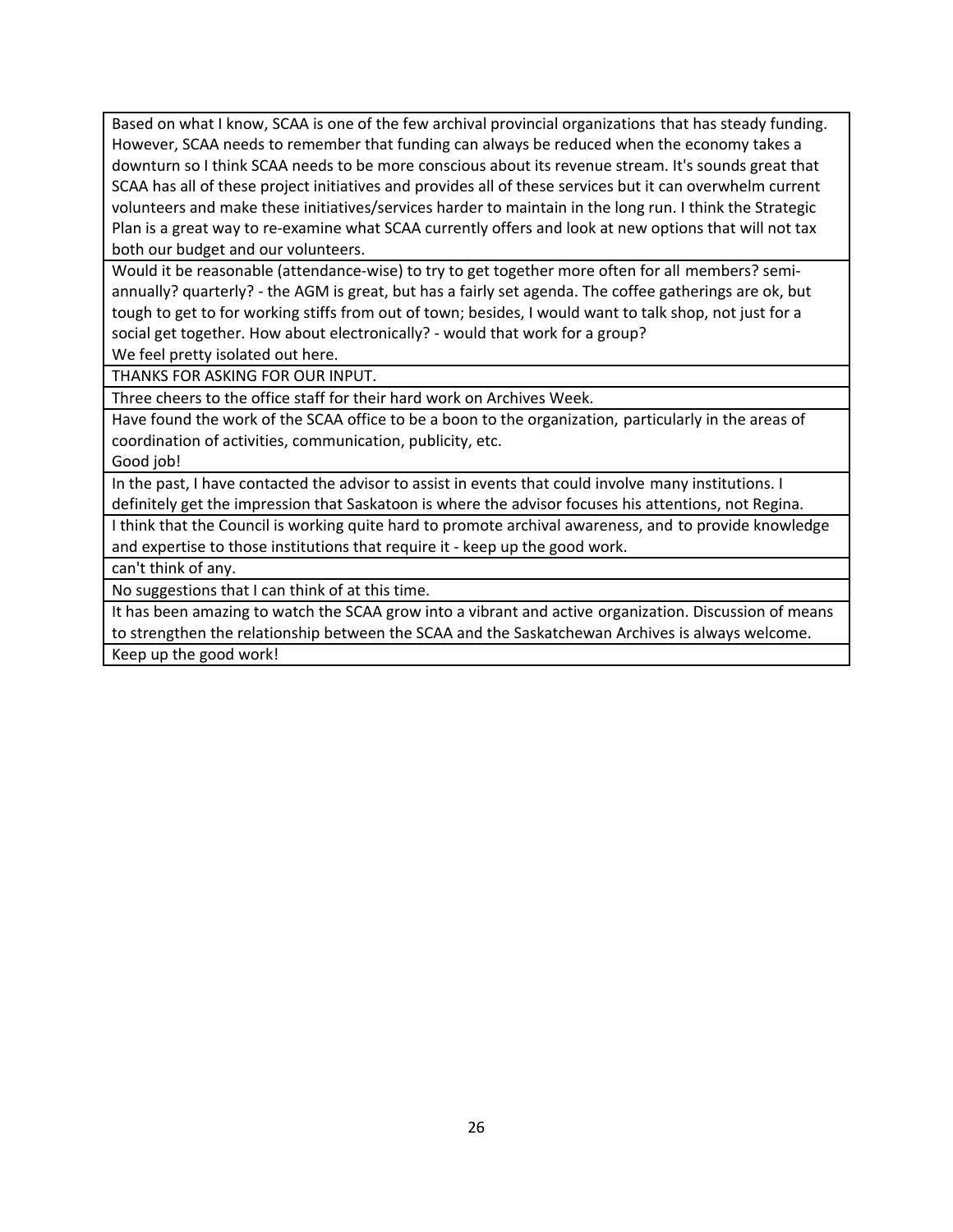| |
|---|
| Based on what I know, SCAA is one of the few archival provincial organizations that has steady funding. However, SCAA needs to remember that funding can always be reduced when the economy takes a downturn so I think SCAA needs to be more conscious about its revenue stream. It's sounds great that SCAA has all of these project initiatives and provides all of these services but it can overwhelm current volunteers and make these initiatives/services harder to maintain in the long run. I think the Strategic Plan is a great way to re-examine what SCAA currently offers and look at new options that will not tax both our budget and our volunteers. |
| Would it be reasonable (attendance-wise) to try to get together more often for all members? semi-annually? quarterly? - the AGM is great, but has a fairly set agenda. The coffee gatherings are ok, but tough to get to for working stiffs from out of town; besides, I would want to talk shop, not just for a social get together. How about electronically? - would that work for a group? We feel pretty isolated out here. |
| THANKS FOR ASKING FOR OUR INPUT. |
| Three cheers to the office staff for their hard work on Archives Week. |
| Have found the work of the SCAA office to be a boon to the organization, particularly in the areas of coordination of activities, communication, publicity, etc. Good job! |
| In the past, I have contacted the advisor to assist in events that could involve many institutions. I definitely get the impression that Saskatoon is where the advisor focuses his attentions, not Regina. |
| I think that the Council is working quite hard to promote archival awareness, and to provide knowledge and expertise to those institutions that require it - keep up the good work. |
| can't think of any. |
| No suggestions that I can think of at this time. |
| It has been amazing to watch the SCAA grow into a vibrant and active organization. Discussion of means to strengthen the relationship between the SCAA and the Saskatchewan Archives is always welcome. |
| Keep up the good work! |